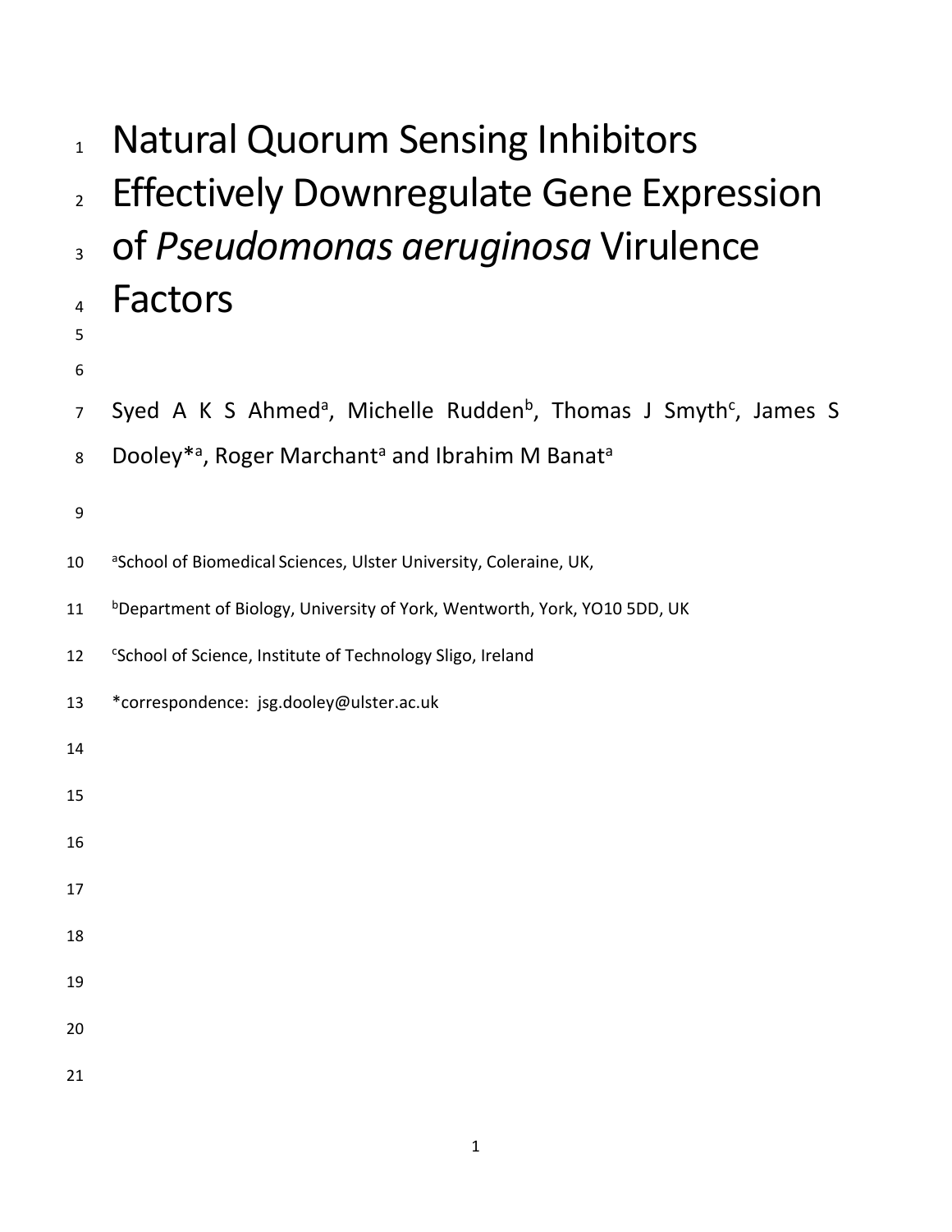# Natural Quorum Sensing Inhibitors Effectively Downregulate Gene Expression of *Pseudomonas aeruginosa* Virulence Factors

Syed A K S Ahmed[a], Michelle Rudden[b], Thomas J Smyth[c], James S Dooley*[a], Roger Marchant[a] and Ibrahim M Banat[a]

[a]School of Biomedical Sciences, Ulster University, Coleraine, UK,

[b]Department of Biology, University of York, Wentworth, York, YO10 5DD, UK

[c]School of Science, Institute of Technology Sligo, Ireland

*correspondence: jsg.dooley@ulster.ac.uk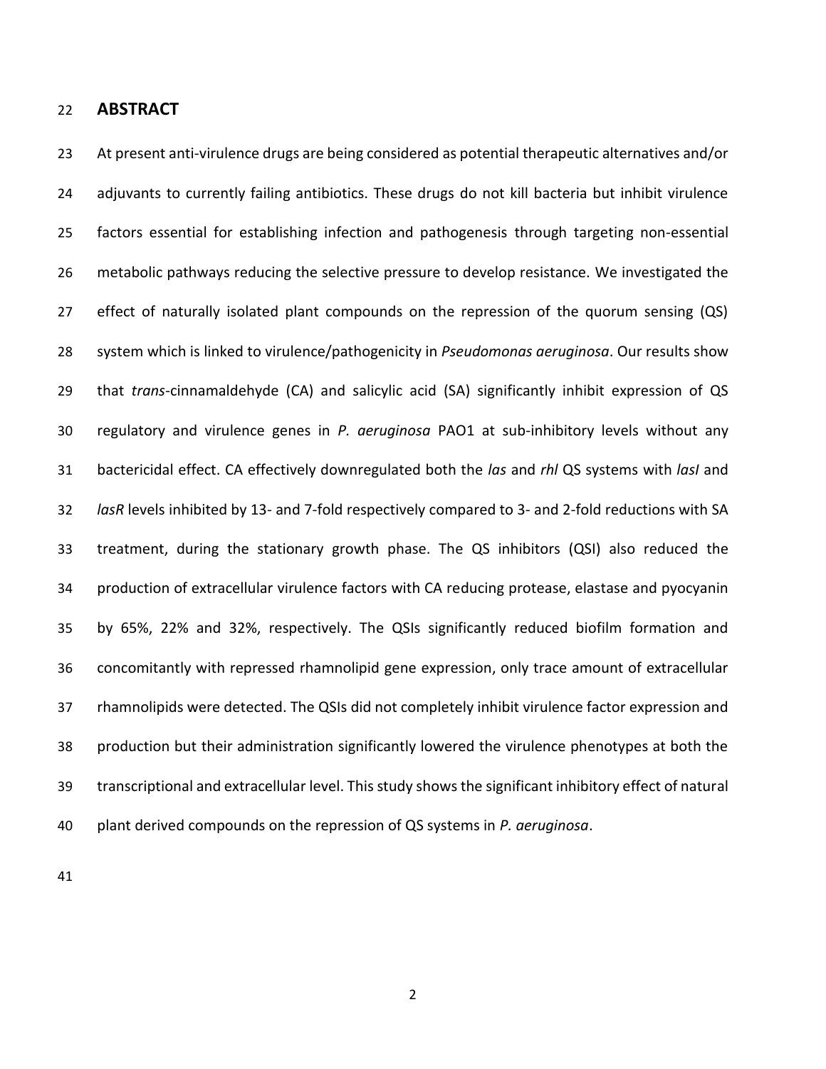## ABSTRACT

At present anti-virulence drugs are being considered as potential therapeutic alternatives and/or adjuvants to currently failing antibiotics. These drugs do not kill bacteria but inhibit virulence factors essential for establishing infection and pathogenesis through targeting non-essential metabolic pathways reducing the selective pressure to develop resistance. We investigated the effect of naturally isolated plant compounds on the repression of the quorum sensing (QS) system which is linked to virulence/pathogenicity in *Pseudomonas aeruginosa*. Our results show that *trans*-cinnamaldehyde (CA) and salicylic acid (SA) significantly inhibit expression of QS regulatory and virulence genes in *P. aeruginosa* PAO1 at sub-inhibitory levels without any bactericidal effect. CA effectively downregulated both the *las* and *rhl* QS systems with *lasI* and *lasR* levels inhibited by 13- and 7-fold respectively compared to 3- and 2-fold reductions with SA treatment, during the stationary growth phase. The QS inhibitors (QSI) also reduced the production of extracellular virulence factors with CA reducing protease, elastase and pyocyanin by 65%, 22% and 32%, respectively. The QSIs significantly reduced biofilm formation and concomitantly with repressed rhamnolipid gene expression, only trace amount of extracellular rhamnolipids were detected. The QSIs did not completely inhibit virulence factor expression and production but their administration significantly lowered the virulence phenotypes at both the transcriptional and extracellular level. This study shows the significant inhibitory effect of natural plant derived compounds on the repression of QS systems in *P. aeruginosa*.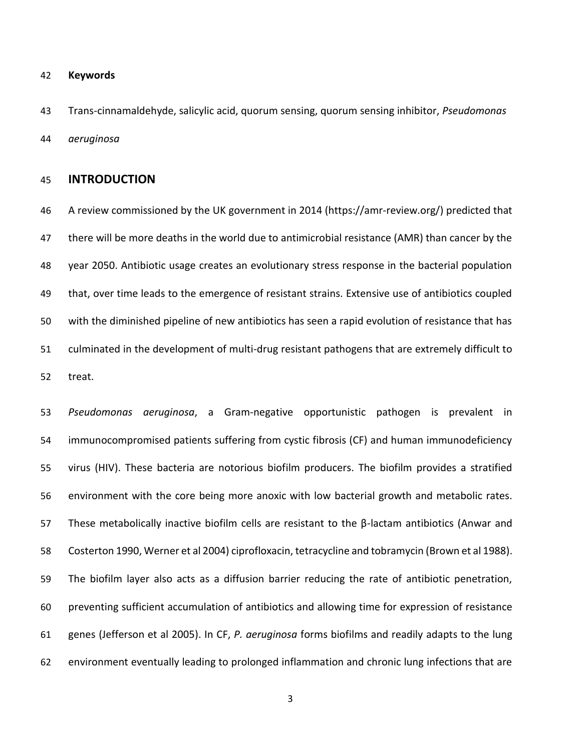**Keywords**

Trans-cinnamaldehyde, salicylic acid, quorum sensing, quorum sensing inhibitor, *Pseudomonas aeruginosa*

## INTRODUCTION

A review commissioned by the UK government in 2014 (https://amr-review.org/) predicted that there will be more deaths in the world due to antimicrobial resistance (AMR) than cancer by the year 2050. Antibiotic usage creates an evolutionary stress response in the bacterial population that, over time leads to the emergence of resistant strains. Extensive use of antibiotics coupled with the diminished pipeline of new antibiotics has seen a rapid evolution of resistance that has culminated in the development of multi-drug resistant pathogens that are extremely difficult to treat.

*Pseudomonas aeruginosa*, a Gram-negative opportunistic pathogen is prevalent in immunocompromised patients suffering from cystic fibrosis (CF) and human immunodeficiency virus (HIV). These bacteria are notorious biofilm producers. The biofilm provides a stratified environment with the core being more anoxic with low bacterial growth and metabolic rates. These metabolically inactive biofilm cells are resistant to the β-lactam antibiotics (Anwar and Costerton 1990, Werner et al 2004) ciprofloxacin, tetracycline and tobramycin (Brown et al 1988). The biofilm layer also acts as a diffusion barrier reducing the rate of antibiotic penetration, preventing sufficient accumulation of antibiotics and allowing time for expression of resistance genes (Jefferson et al 2005). In CF, *P. aeruginosa* forms biofilms and readily adapts to the lung environment eventually leading to prolonged inflammation and chronic lung infections that are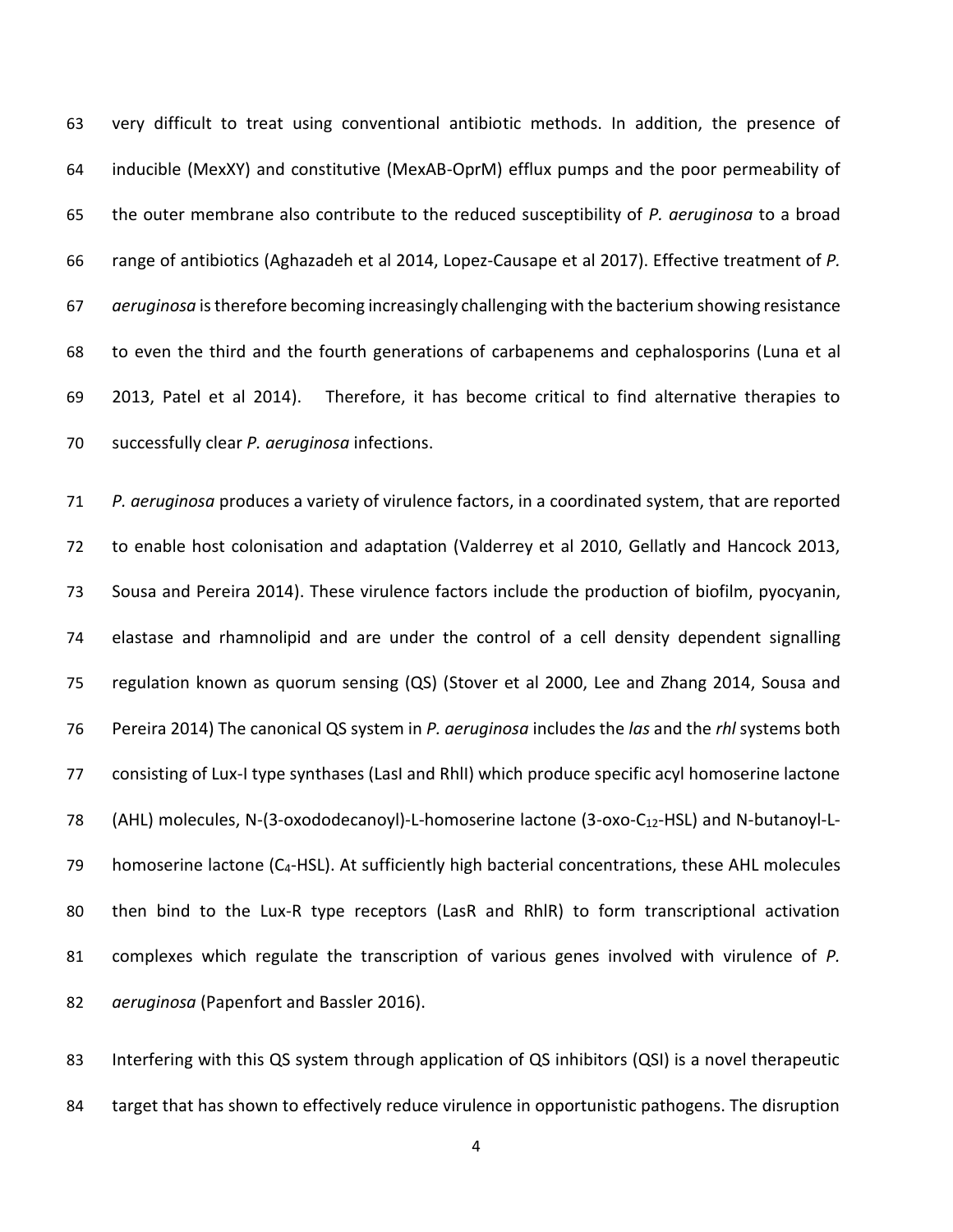very difficult to treat using conventional antibiotic methods. In addition, the presence of inducible (MexXY) and constitutive (MexAB-OprM) efflux pumps and the poor permeability of the outer membrane also contribute to the reduced susceptibility of *P. aeruginosa* to a broad range of antibiotics (Aghazadeh et al 2014, Lopez-Causape et al 2017). Effective treatment of *P. aeruginosa* is therefore becoming increasingly challenging with the bacterium showing resistance to even the third and the fourth generations of carbapenems and cephalosporins (Luna et al 2013, Patel et al 2014). Therefore, it has become critical to find alternative therapies to successfully clear *P. aeruginosa* infections.

*P. aeruginosa* produces a variety of virulence factors, in a coordinated system, that are reported to enable host colonisation and adaptation (Valderrey et al 2010, Gellatly and Hancock 2013, Sousa and Pereira 2014). These virulence factors include the production of biofilm, pyocyanin, elastase and rhamnolipid and are under the control of a cell density dependent signalling regulation known as quorum sensing (QS) (Stover et al 2000, Lee and Zhang 2014, Sousa and Pereira 2014) The canonical QS system in *P. aeruginosa* includes the *las* and the *rhl* systems both consisting of Lux-I type synthases (LasI and RhlI) which produce specific acyl homoserine lactone (AHL) molecules, N-(3-oxododecanoyl)-L-homoserine lactone (3-oxo-$C_{12}$-HSL) and N-butanoyl-L-homoserine lactone ($C_4$-HSL). At sufficiently high bacterial concentrations, these AHL molecules then bind to the Lux-R type receptors (LasR and RhlR) to form transcriptional activation complexes which regulate the transcription of various genes involved with virulence of *P. aeruginosa* (Papenfort and Bassler 2016).

Interfering with this QS system through application of QS inhibitors (QSI) is a novel therapeutic target that has shown to effectively reduce virulence in opportunistic pathogens. The disruption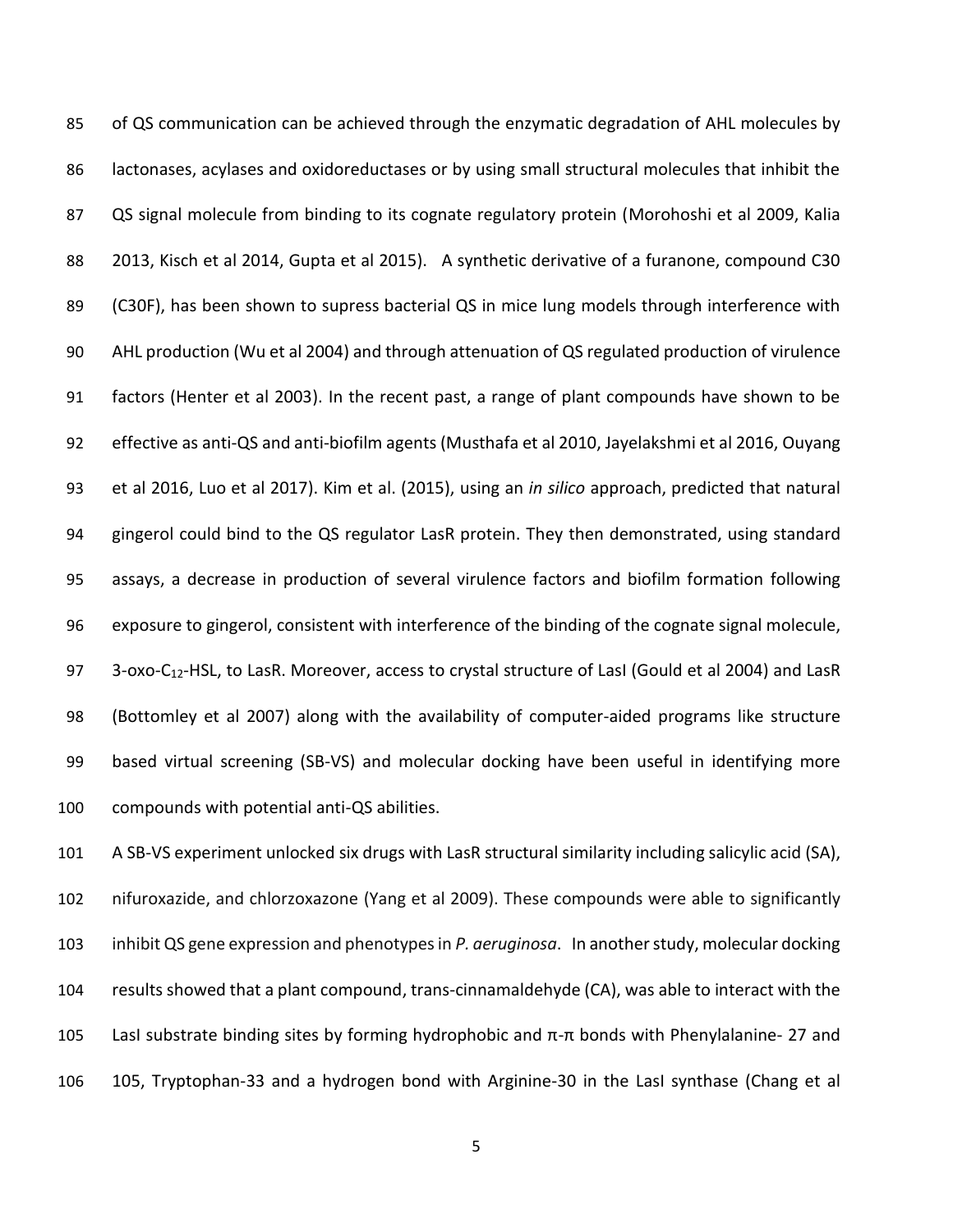of QS communication can be achieved through the enzymatic degradation of AHL molecules by lactonases, acylases and oxidoreductases or by using small structural molecules that inhibit the QS signal molecule from binding to its cognate regulatory protein (Morohoshi et al 2009, Kalia 2013, Kisch et al 2014, Gupta et al 2015). A synthetic derivative of a furanone, compound C30 (C30F), has been shown to supress bacterial QS in mice lung models through interference with AHL production (Wu et al 2004) and through attenuation of QS regulated production of virulence factors (Henter et al 2003). In the recent past, a range of plant compounds have shown to be effective as anti-QS and anti-biofilm agents (Musthafa et al 2010, Jayelakshmi et al 2016, Ouyang et al 2016, Luo et al 2017). Kim et al. (2015), using an *in silico* approach, predicted that natural gingerol could bind to the QS regulator LasR protein. They then demonstrated, using standard assays, a decrease in production of several virulence factors and biofilm formation following exposure to gingerol, consistent with interference of the binding of the cognate signal molecule, 3-oxo-$C_{12}$-HSL, to LasR. Moreover, access to crystal structure of LasI (Gould et al 2004) and LasR (Bottomley et al 2007) along with the availability of computer-aided programs like structure based virtual screening (SB-VS) and molecular docking have been useful in identifying more compounds with potential anti-QS abilities.

A SB-VS experiment unlocked six drugs with LasR structural similarity including salicylic acid (SA), nifuroxazide, and chlorzoxazone (Yang et al 2009). These compounds were able to significantly inhibit QS gene expression and phenotypes in *P. aeruginosa*. In another study, molecular docking results showed that a plant compound, trans-cinnamaldehyde (CA), was able to interact with the LasI substrate binding sites by forming hydrophobic and π-π bonds with Phenylalanine- 27 and 105, Tryptophan-33 and a hydrogen bond with Arginine-30 in the LasI synthase (Chang et al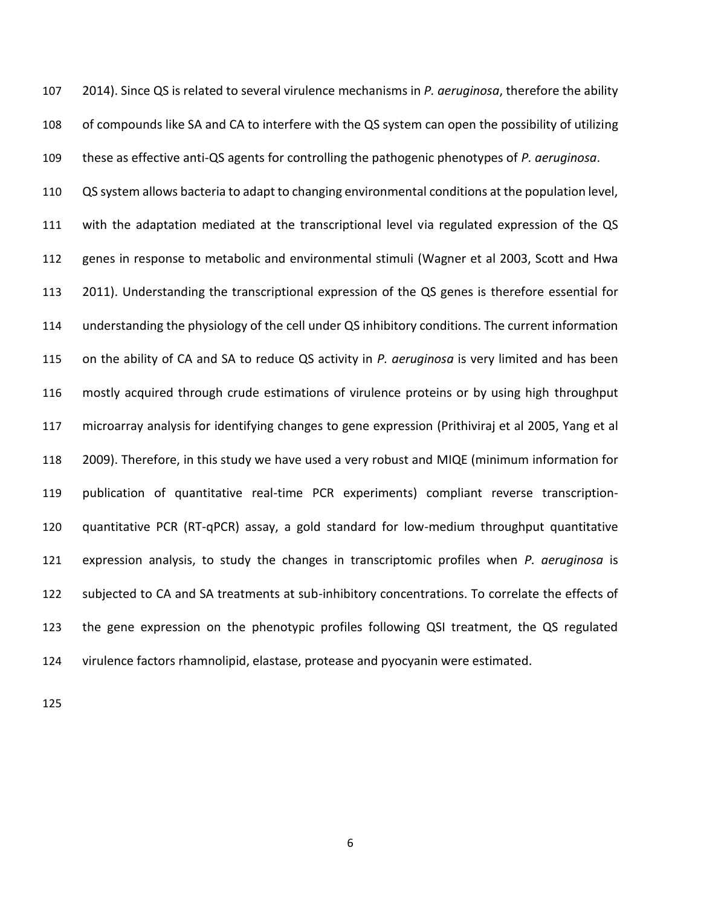2014). Since QS is related to several virulence mechanisms in *P. aeruginosa*, therefore the ability of compounds like SA and CA to interfere with the QS system can open the possibility of utilizing these as effective anti-QS agents for controlling the pathogenic phenotypes of *P. aeruginosa*.

QS system allows bacteria to adapt to changing environmental conditions at the population level, with the adaptation mediated at the transcriptional level via regulated expression of the QS genes in response to metabolic and environmental stimuli (Wagner et al 2003, Scott and Hwa 2011). Understanding the transcriptional expression of the QS genes is therefore essential for understanding the physiology of the cell under QS inhibitory conditions. The current information on the ability of CA and SA to reduce QS activity in *P. aeruginosa* is very limited and has been mostly acquired through crude estimations of virulence proteins or by using high throughput microarray analysis for identifying changes to gene expression (Prithiviraj et al 2005, Yang et al 2009). Therefore, in this study we have used a very robust and MIQE (minimum information for publication of quantitative real-time PCR experiments) compliant reverse transcription-quantitative PCR (RT-qPCR) assay, a gold standard for low-medium throughput quantitative expression analysis, to study the changes in transcriptomic profiles when *P. aeruginosa* is subjected to CA and SA treatments at sub-inhibitory concentrations. To correlate the effects of the gene expression on the phenotypic profiles following QSI treatment, the QS regulated virulence factors rhamnolipid, elastase, protease and pyocyanin were estimated.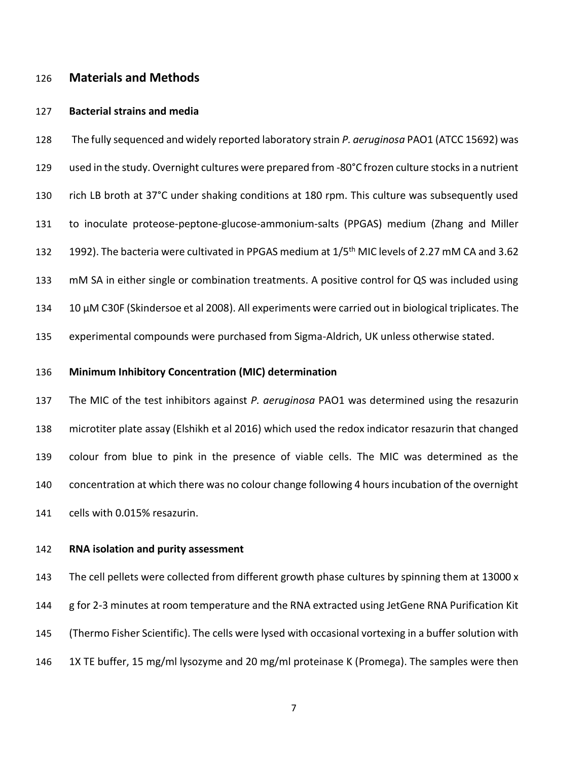## Materials and Methods

### Bacterial strains and media

The fully sequenced and widely reported laboratory strain *P. aeruginosa* PAO1 (ATCC 15692) was used in the study. Overnight cultures were prepared from -80°C frozen culture stocks in a nutrient rich LB broth at 37°C under shaking conditions at 180 rpm. This culture was subsequently used to inoculate proteose-peptone-glucose-ammonium-salts (PPGAS) medium (Zhang and Miller 1992). The bacteria were cultivated in PPGAS medium at 1/5$^{th}$ MIC levels of 2.27 mM CA and 3.62 mM SA in either single or combination treatments. A positive control for QS was included using 10 µM C30F (Skindersoe et al 2008). All experiments were carried out in biological triplicates. The experimental compounds were purchased from Sigma-Aldrich, UK unless otherwise stated.

### Minimum Inhibitory Concentration (MIC) determination

The MIC of the test inhibitors against *P. aeruginosa* PAO1 was determined using the resazurin microtiter plate assay (Elshikh et al 2016) which used the redox indicator resazurin that changed colour from blue to pink in the presence of viable cells. The MIC was determined as the concentration at which there was no colour change following 4 hours incubation of the overnight cells with 0.015% resazurin.

### RNA isolation and purity assessment

The cell pellets were collected from different growth phase cultures by spinning them at 13000 x g for 2-3 minutes at room temperature and the RNA extracted using JetGene RNA Purification Kit (Thermo Fisher Scientific). The cells were lysed with occasional vortexing in a buffer solution with 1X TE buffer, 15 mg/ml lysozyme and 20 mg/ml proteinase K (Promega). The samples were then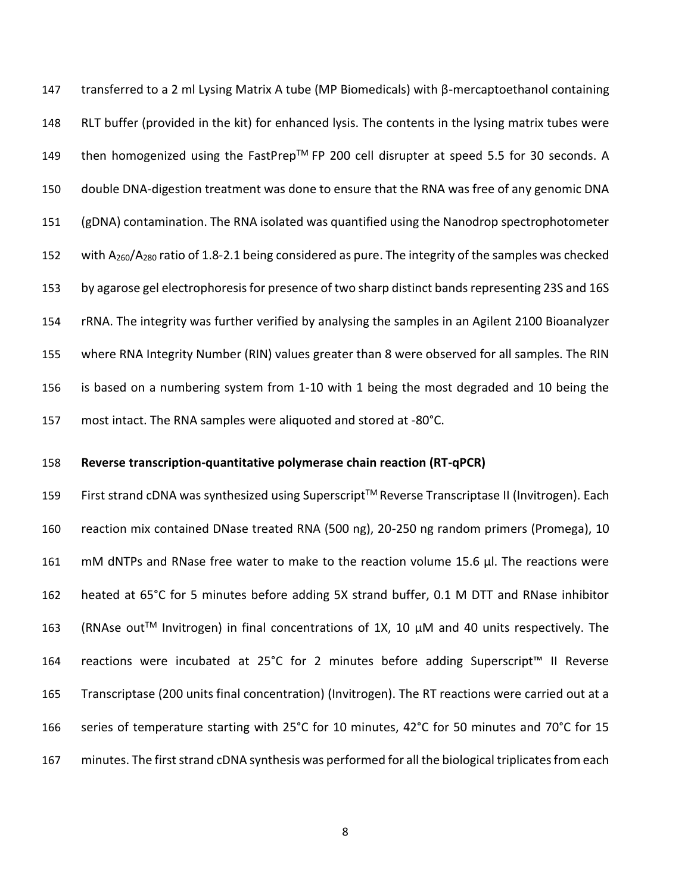transferred to a 2 ml Lysing Matrix A tube (MP Biomedicals) with β-mercaptoethanol containing RLT buffer (provided in the kit) for enhanced lysis. The contents in the lysing matrix tubes were then homogenized using the FastPrep™ FP 200 cell disrupter at speed 5.5 for 30 seconds. A double DNA-digestion treatment was done to ensure that the RNA was free of any genomic DNA (gDNA) contamination. The RNA isolated was quantified using the Nanodrop spectrophotometer with $A_{260}/A_{280}$ ratio of 1.8-2.1 being considered as pure. The integrity of the samples was checked by agarose gel electrophoresis for presence of two sharp distinct bands representing 23S and 16S rRNA. The integrity was further verified by analysing the samples in an Agilent 2100 Bioanalyzer where RNA Integrity Number (RIN) values greater than 8 were observed for all samples. The RIN is based on a numbering system from 1-10 with 1 being the most degraded and 10 being the most intact. The RNA samples were aliquoted and stored at -80°C.

**Reverse transcription-quantitative polymerase chain reaction (RT-qPCR)**

First strand cDNA was synthesized using Superscript™ Reverse Transcriptase II (Invitrogen). Each reaction mix contained DNase treated RNA (500 ng), 20-250 ng random primers (Promega), 10 mM dNTPs and RNase free water to make to the reaction volume 15.6 µl. The reactions were heated at 65°C for 5 minutes before adding 5X strand buffer, 0.1 M DTT and RNase inhibitor (RNAse out™ Invitrogen) in final concentrations of 1X, 10 µM and 40 units respectively. The reactions were incubated at 25°C for 2 minutes before adding Superscript™ II Reverse Transcriptase (200 units final concentration) (Invitrogen). The RT reactions were carried out at a series of temperature starting with 25°C for 10 minutes, 42°C for 50 minutes and 70°C for 15 minutes. The first strand cDNA synthesis was performed for all the biological triplicates from each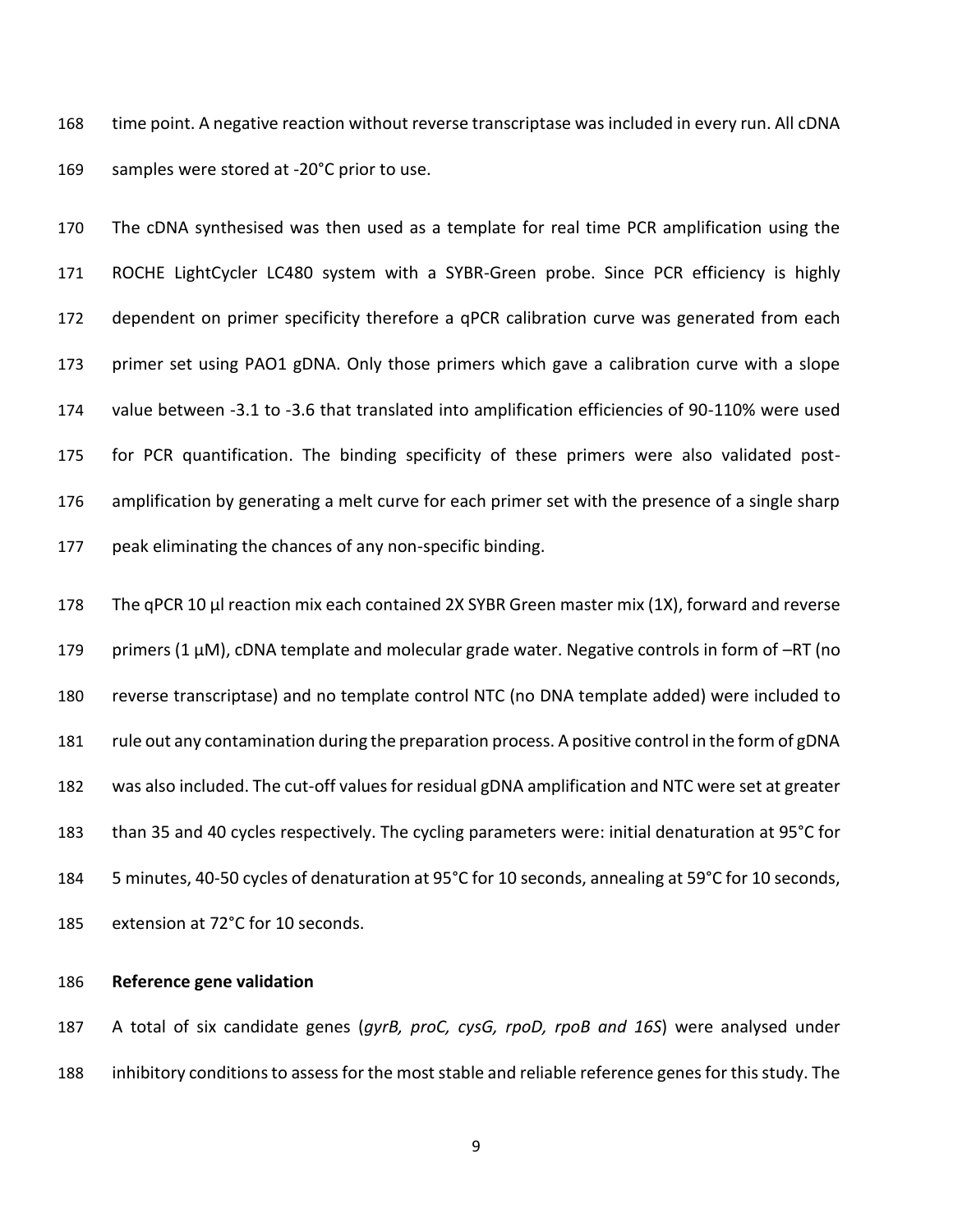time point. A negative reaction without reverse transcriptase was included in every run. All cDNA samples were stored at -20°C prior to use.

The cDNA synthesised was then used as a template for real time PCR amplification using the ROCHE LightCycler LC480 system with a SYBR-Green probe. Since PCR efficiency is highly dependent on primer specificity therefore a qPCR calibration curve was generated from each primer set using PAO1 gDNA. Only those primers which gave a calibration curve with a slope value between -3.1 to -3.6 that translated into amplification efficiencies of 90-110% were used for PCR quantification. The binding specificity of these primers were also validated post-amplification by generating a melt curve for each primer set with the presence of a single sharp peak eliminating the chances of any non-specific binding.

The qPCR 10 µl reaction mix each contained 2X SYBR Green master mix (1X), forward and reverse primers (1 µM), cDNA template and molecular grade water. Negative controls in form of –RT (no reverse transcriptase) and no template control NTC (no DNA template added) were included to rule out any contamination during the preparation process. A positive control in the form of gDNA was also included. The cut-off values for residual gDNA amplification and NTC were set at greater than 35 and 40 cycles respectively. The cycling parameters were: initial denaturation at 95°C for 5 minutes, 40-50 cycles of denaturation at 95°C for 10 seconds, annealing at 59°C for 10 seconds, extension at 72°C for 10 seconds.

**Reference gene validation**

A total of six candidate genes (*gyrB, proC, cysG, rpoD, rpoB and 16S*) were analysed under inhibitory conditions to assess for the most stable and reliable reference genes for this study. The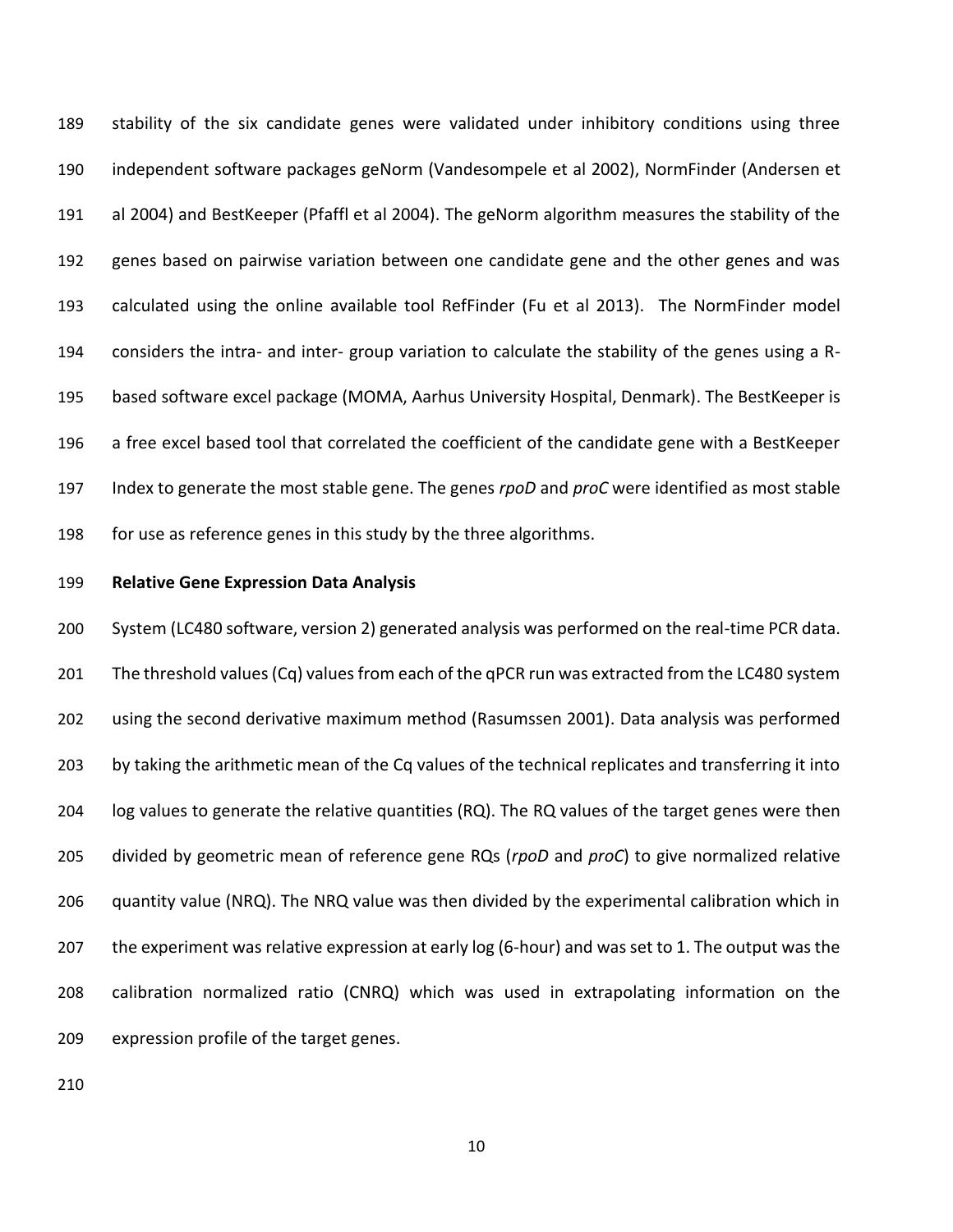stability of the six candidate genes were validated under inhibitory conditions using three independent software packages geNorm (Vandesompele et al 2002), NormFinder (Andersen et al 2004) and BestKeeper (Pfaffl et al 2004). The geNorm algorithm measures the stability of the genes based on pairwise variation between one candidate gene and the other genes and was calculated using the online available tool RefFinder (Fu et al 2013). The NormFinder model considers the intra- and inter- group variation to calculate the stability of the genes using a R-based software excel package (MOMA, Aarhus University Hospital, Denmark). The BestKeeper is a free excel based tool that correlated the coefficient of the candidate gene with a BestKeeper Index to generate the most stable gene. The genes *rpoD* and *proC* were identified as most stable for use as reference genes in this study by the three algorithms.

**Relative Gene Expression Data Analysis**

System (LC480 software, version 2) generated analysis was performed on the real-time PCR data. The threshold values (Cq) values from each of the qPCR run was extracted from the LC480 system using the second derivative maximum method (Rasumssen 2001). Data analysis was performed by taking the arithmetic mean of the Cq values of the technical replicates and transferring it into log values to generate the relative quantities (RQ). The RQ values of the target genes were then divided by geometric mean of reference gene RQs (*rpoD* and *proC*) to give normalized relative quantity value (NRQ). The NRQ value was then divided by the experimental calibration which in the experiment was relative expression at early log (6-hour) and was set to 1. The output was the calibration normalized ratio (CNRQ) which was used in extrapolating information on the expression profile of the target genes.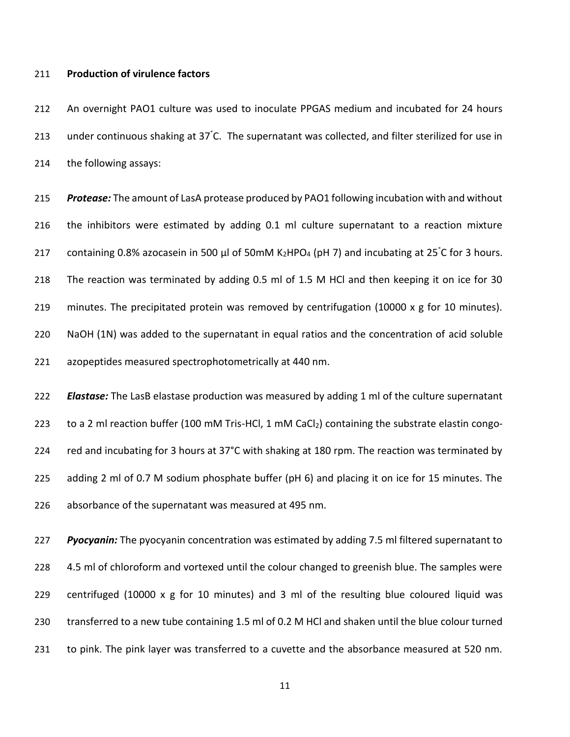**Production of virulence factors**

An overnight PAO1 culture was used to inoculate PPGAS medium and incubated for 24 hours under continuous shaking at 37˚C. The supernatant was collected, and filter sterilized for use in the following assays:

***Protease:*** The amount of LasA protease produced by PAO1 following incubation with and without the inhibitors were estimated by adding 0.1 ml culture supernatant to a reaction mixture containing 0.8% azocasein in 500 µl of 50mM $K_2HPO_4$ (pH 7) and incubating at 25˚C for 3 hours. The reaction was terminated by adding 0.5 ml of 1.5 M HCl and then keeping it on ice for 30 minutes. The precipitated protein was removed by centrifugation (10000 x g for 10 minutes). NaOH (1N) was added to the supernatant in equal ratios and the concentration of acid soluble azopeptides measured spectrophotometrically at 440 nm.

***Elastase:*** The LasB elastase production was measured by adding 1 ml of the culture supernatant to a 2 ml reaction buffer (100 mM Tris-HCl, 1 mM $CaCl_2$) containing the substrate elastin congo-red and incubating for 3 hours at 37°C with shaking at 180 rpm. The reaction was terminated by adding 2 ml of 0.7 M sodium phosphate buffer (pH 6) and placing it on ice for 15 minutes. The absorbance of the supernatant was measured at 495 nm.

***Pyocyanin:*** The pyocyanin concentration was estimated by adding 7.5 ml filtered supernatant to 4.5 ml of chloroform and vortexed until the colour changed to greenish blue. The samples were centrifuged (10000 x g for 10 minutes) and 3 ml of the resulting blue coloured liquid was transferred to a new tube containing 1.5 ml of 0.2 M HCl and shaken until the blue colour turned to pink. The pink layer was transferred to a cuvette and the absorbance measured at 520 nm.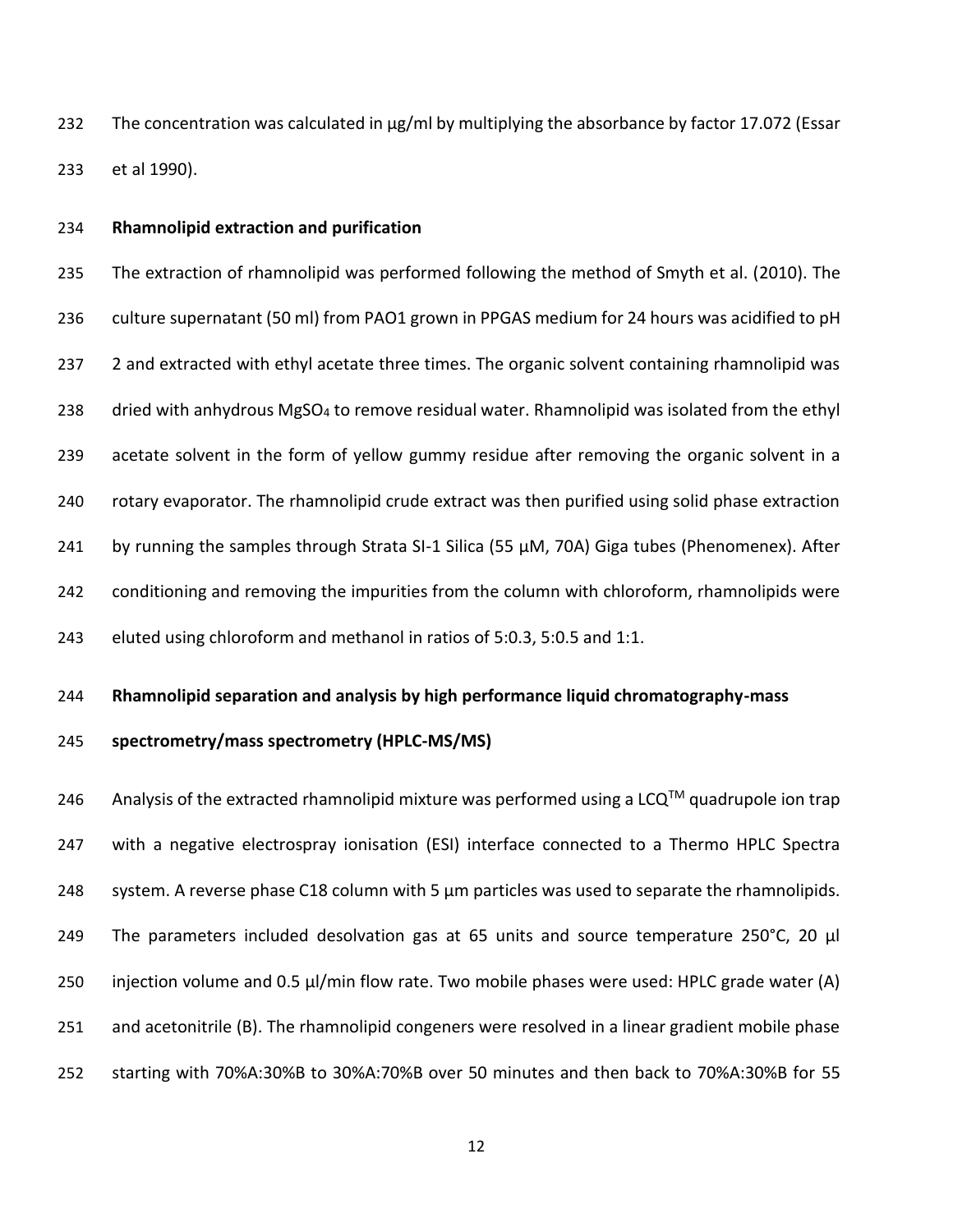The concentration was calculated in µg/ml by multiplying the absorbance by factor 17.072 (Essar et al 1990).

**Rhamnolipid extraction and purification**

The extraction of rhamnolipid was performed following the method of Smyth et al. (2010). The culture supernatant (50 ml) from PAO1 grown in PPGAS medium for 24 hours was acidified to pH 2 and extracted with ethyl acetate three times. The organic solvent containing rhamnolipid was dried with anhydrous $MgSO_4$ to remove residual water. Rhamnolipid was isolated from the ethyl acetate solvent in the form of yellow gummy residue after removing the organic solvent in a rotary evaporator. The rhamnolipid crude extract was then purified using solid phase extraction by running the samples through Strata SI-1 Silica (55 µM, 70A) Giga tubes (Phenomenex). After conditioning and removing the impurities from the column with chloroform, rhamnolipids were eluted using chloroform and methanol in ratios of 5:0.3, 5:0.5 and 1:1.

**Rhamnolipid separation and analysis by high performance liquid chromatography-mass spectrometry/mass spectrometry (HPLC-MS/MS)**

Analysis of the extracted rhamnolipid mixture was performed using a LCQ™ quadrupole ion trap with a negative electrospray ionisation (ESI) interface connected to a Thermo HPLC Spectra system. A reverse phase C18 column with 5 µm particles was used to separate the rhamnolipids. The parameters included desolvation gas at 65 units and source temperature 250°C, 20 µl injection volume and 0.5 µl/min flow rate. Two mobile phases were used: HPLC grade water (A) and acetonitrile (B). The rhamnolipid congeners were resolved in a linear gradient mobile phase starting with 70%A:30%B to 30%A:70%B over 50 minutes and then back to 70%A:30%B for 55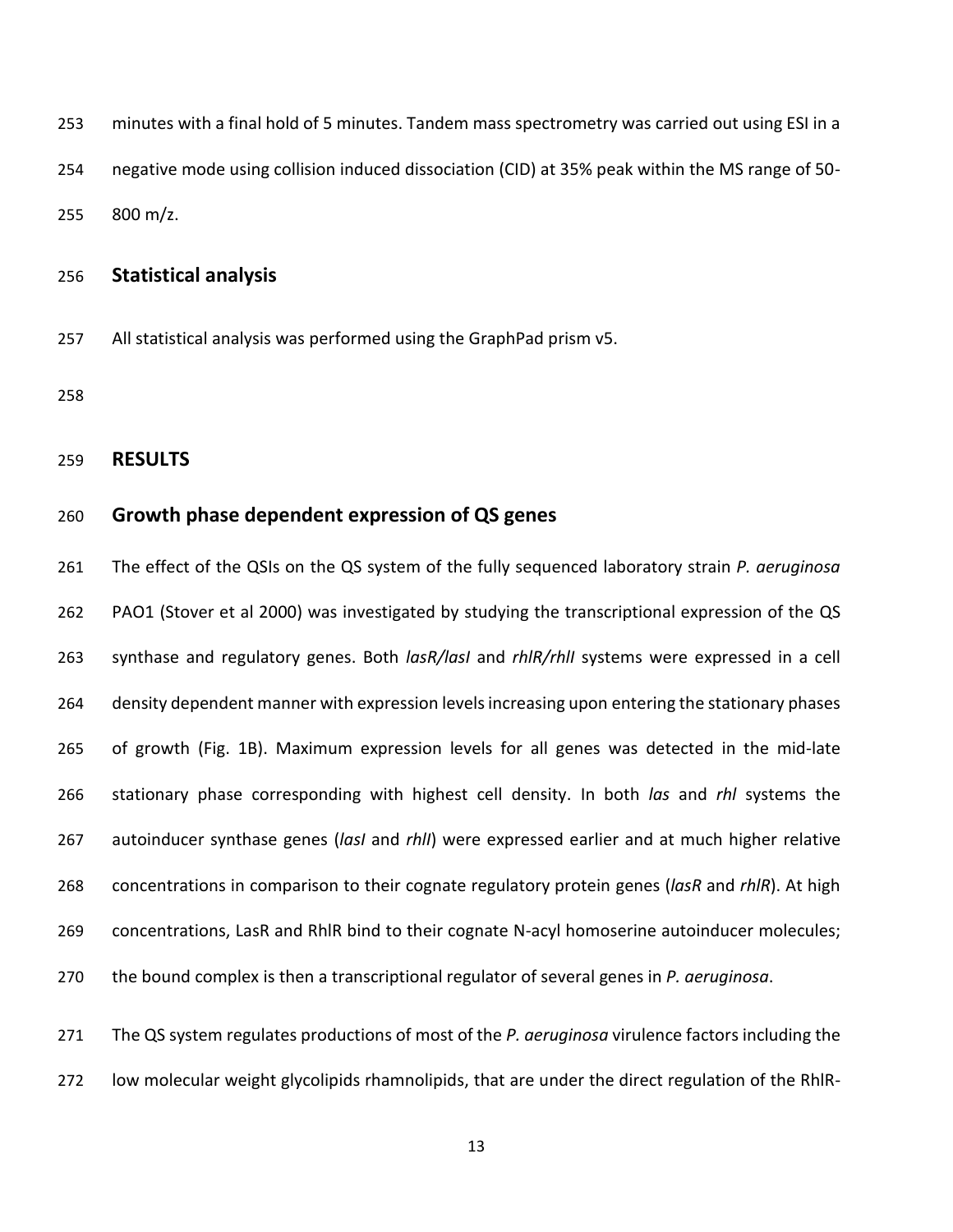minutes with a final hold of 5 minutes. Tandem mass spectrometry was carried out using ESI in a negative mode using collision induced dissociation (CID) at 35% peak within the MS range of 50-800 m/z.

## Statistical analysis

All statistical analysis was performed using the GraphPad prism v5.

# RESULTS

## Growth phase dependent expression of QS genes

The effect of the QSIs on the QS system of the fully sequenced laboratory strain *P. aeruginosa* PAO1 (Stover et al 2000) was investigated by studying the transcriptional expression of the QS synthase and regulatory genes. Both *lasR/lasI* and *rhlR/rhlI* systems were expressed in a cell density dependent manner with expression levels increasing upon entering the stationary phases of growth (Fig. 1B). Maximum expression levels for all genes was detected in the mid-late stationary phase corresponding with highest cell density. In both *las* and *rhl* systems the autoinducer synthase genes (*lasI* and *rhlI*) were expressed earlier and at much higher relative concentrations in comparison to their cognate regulatory protein genes (*lasR* and *rhlR*). At high concentrations, LasR and RhlR bind to their cognate N-acyl homoserine autoinducer molecules; the bound complex is then a transcriptional regulator of several genes in *P. aeruginosa*.

The QS system regulates productions of most of the *P. aeruginosa* virulence factors including the low molecular weight glycolipids rhamnolipids, that are under the direct regulation of the RhlR-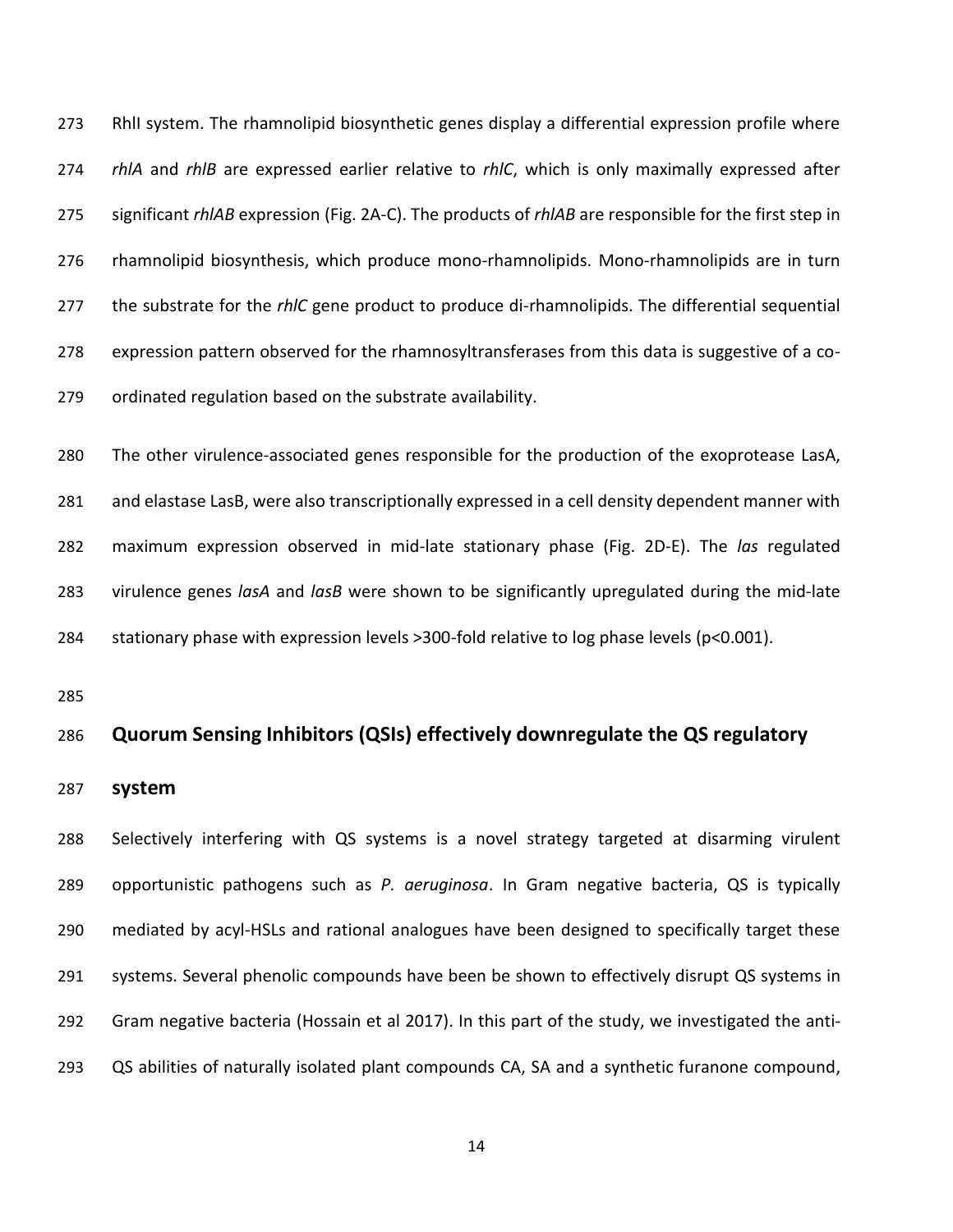RhlI system. The rhamnolipid biosynthetic genes display a differential expression profile where *rhlA* and *rhlB* are expressed earlier relative to *rhlC*, which is only maximally expressed after significant *rhlAB* expression (Fig. 2A-C). The products of *rhlAB* are responsible for the first step in rhamnolipid biosynthesis, which produce mono-rhamnolipids. Mono-rhamnolipids are in turn the substrate for the *rhlC* gene product to produce di-rhamnolipids. The differential sequential expression pattern observed for the rhamnosyltransferases from this data is suggestive of a co-ordinated regulation based on the substrate availability.

The other virulence-associated genes responsible for the production of the exoprotease LasA, and elastase LasB, were also transcriptionally expressed in a cell density dependent manner with maximum expression observed in mid-late stationary phase (Fig. 2D-E). The *las* regulated virulence genes *lasA* and *lasB* were shown to be significantly upregulated during the mid-late stationary phase with expression levels >300-fold relative to log phase levels ($p<0.001$).

## Quorum Sensing Inhibitors (QSIs) effectively downregulate the QS regulatory system

Selectively interfering with QS systems is a novel strategy targeted at disarming virulent opportunistic pathogens such as *P. aeruginosa*. In Gram negative bacteria, QS is typically mediated by acyl-HSLs and rational analogues have been designed to specifically target these systems. Several phenolic compounds have been be shown to effectively disrupt QS systems in Gram negative bacteria (Hossain et al 2017). In this part of the study, we investigated the anti-QS abilities of naturally isolated plant compounds CA, SA and a synthetic furanone compound,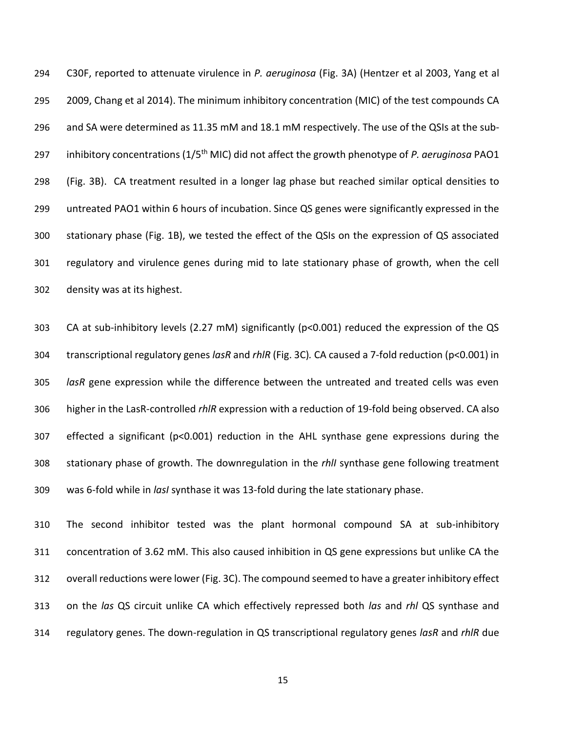C30F, reported to attenuate virulence in *P. aeruginosa* (Fig. 3A) (Hentzer et al 2003, Yang et al 2009, Chang et al 2014). The minimum inhibitory concentration (MIC) of the test compounds CA and SA were determined as 11.35 mM and 18.1 mM respectively. The use of the QSIs at the sub-inhibitory concentrations (1/5$^{th}$ MIC) did not affect the growth phenotype of *P. aeruginosa* PAO1 (Fig. 3B). CA treatment resulted in a longer lag phase but reached similar optical densities to untreated PAO1 within 6 hours of incubation. Since QS genes were significantly expressed in the stationary phase (Fig. 1B), we tested the effect of the QSIs on the expression of QS associated regulatory and virulence genes during mid to late stationary phase of growth, when the cell density was at its highest.

CA at sub-inhibitory levels (2.27 mM) significantly ($p<0.001$) reduced the expression of the QS transcriptional regulatory genes *lasR* and *rhlR* (Fig. 3C)*.* CA caused a 7-fold reduction ($p<0.001$) in *lasR* gene expression while the difference between the untreated and treated cells was even higher in the LasR-controlled *rhlR* expression with a reduction of 19-fold being observed. CA also effected a significant ($p<0.001$) reduction in the AHL synthase gene expressions during the stationary phase of growth. The downregulation in the *rhlI* synthase gene following treatment was 6-fold while in *lasI* synthase it was 13-fold during the late stationary phase.

The second inhibitor tested was the plant hormonal compound SA at sub-inhibitory concentration of 3.62 mM. This also caused inhibition in QS gene expressions but unlike CA the overall reductions were lower (Fig. 3C). The compound seemed to have a greater inhibitory effect on the *las* QS circuit unlike CA which effectively repressed both *las* and *rhl* QS synthase and regulatory genes. The down-regulation in QS transcriptional regulatory genes *lasR* and *rhlR* due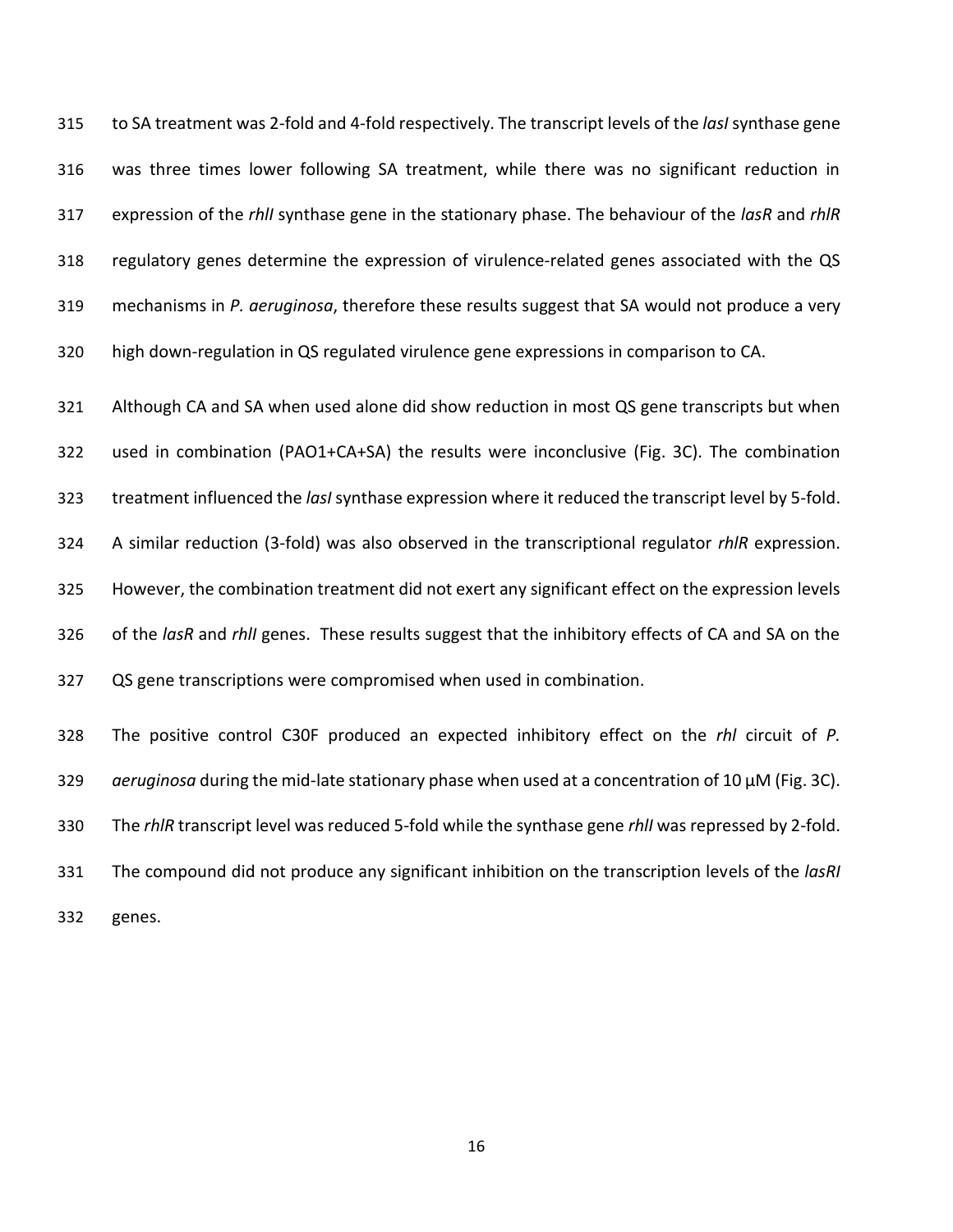to SA treatment was 2-fold and 4-fold respectively. The transcript levels of the *lasI* synthase gene was three times lower following SA treatment, while there was no significant reduction in expression of the *rhlI* synthase gene in the stationary phase. The behaviour of the *lasR* and *rhlR* regulatory genes determine the expression of virulence-related genes associated with the QS mechanisms in *P. aeruginosa*, therefore these results suggest that SA would not produce a very high down-regulation in QS regulated virulence gene expressions in comparison to CA.

Although CA and SA when used alone did show reduction in most QS gene transcripts but when used in combination (PAO1+CA+SA) the results were inconclusive (Fig. 3C). The combination treatment influenced the *lasI* synthase expression where it reduced the transcript level by 5-fold. A similar reduction (3-fold) was also observed in the transcriptional regulator *rhlR* expression. However, the combination treatment did not exert any significant effect on the expression levels of the *lasR* and *rhlI* genes. These results suggest that the inhibitory effects of CA and SA on the QS gene transcriptions were compromised when used in combination.

The positive control C30F produced an expected inhibitory effect on the *rhl* circuit of *P. aeruginosa* during the mid-late stationary phase when used at a concentration of 10 µM (Fig. 3C). The *rhlR* transcript level was reduced 5-fold while the synthase gene *rhlI* was repressed by 2-fold. The compound did not produce any significant inhibition on the transcription levels of the *lasRI* genes.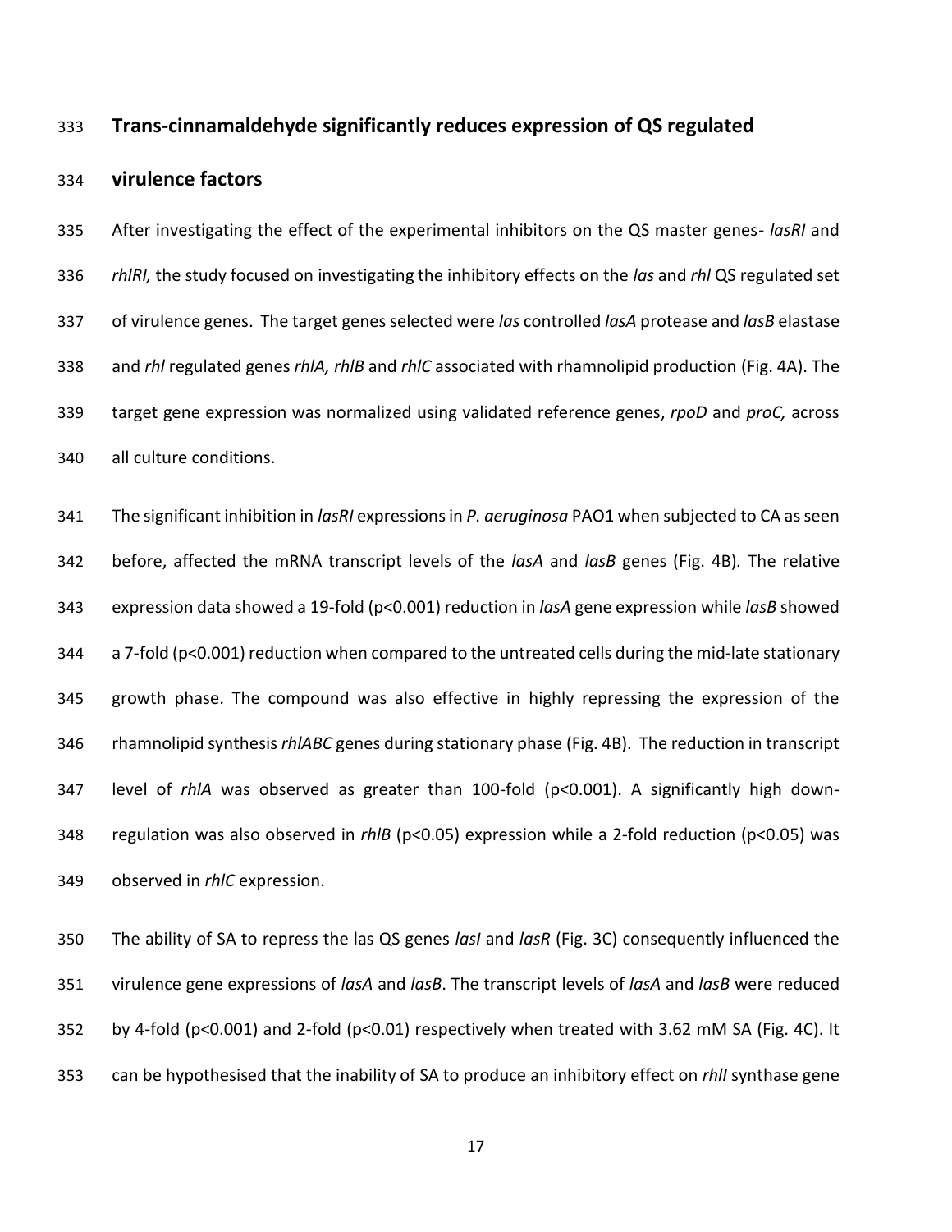## Trans-cinnamaldehyde significantly reduces expression of QS regulated virulence factors

After investigating the effect of the experimental inhibitors on the QS master genes- *lasRI* and *rhlRI,* the study focused on investigating the inhibitory effects on the *las* and *rhl* QS regulated set of virulence genes. The target genes selected were *las* controlled *lasA* protease and *lasB* elastase and *rhl* regulated genes *rhlA, rhlB* and *rhlC* associated with rhamnolipid production (Fig. 4A). The target gene expression was normalized using validated reference genes, *rpoD* and *proC,* across all culture conditions.

The significant inhibition in *lasRI* expressions in *P. aeruginosa* PAO1 when subjected to CA as seen before, affected the mRNA transcript levels of the *lasA* and *lasB* genes (Fig. 4B). The relative expression data showed a 19-fold ($p<0.001$) reduction in *lasA* gene expression while *lasB* showed a 7-fold ($p<0.001$) reduction when compared to the untreated cells during the mid-late stationary growth phase. The compound was also effective in highly repressing the expression of the rhamnolipid synthesis *rhlABC* genes during stationary phase (Fig. 4B). The reduction in transcript level of *rhlA* was observed as greater than 100-fold ($p<0.001$). A significantly high down-regulation was also observed in *rhlB* ($p<0.05$) expression while a 2-fold reduction ($p<0.05$) was observed in *rhlC* expression.

The ability of SA to repress the las QS genes *lasI* and *lasR* (Fig. 3C) consequently influenced the virulence gene expressions of *lasA* and *lasB*. The transcript levels of *lasA* and *lasB* were reduced by 4-fold ($p<0.001$) and 2-fold ($p<0.01$) respectively when treated with 3.62 mM SA (Fig. 4C). It can be hypothesised that the inability of SA to produce an inhibitory effect on *rhlI* synthase gene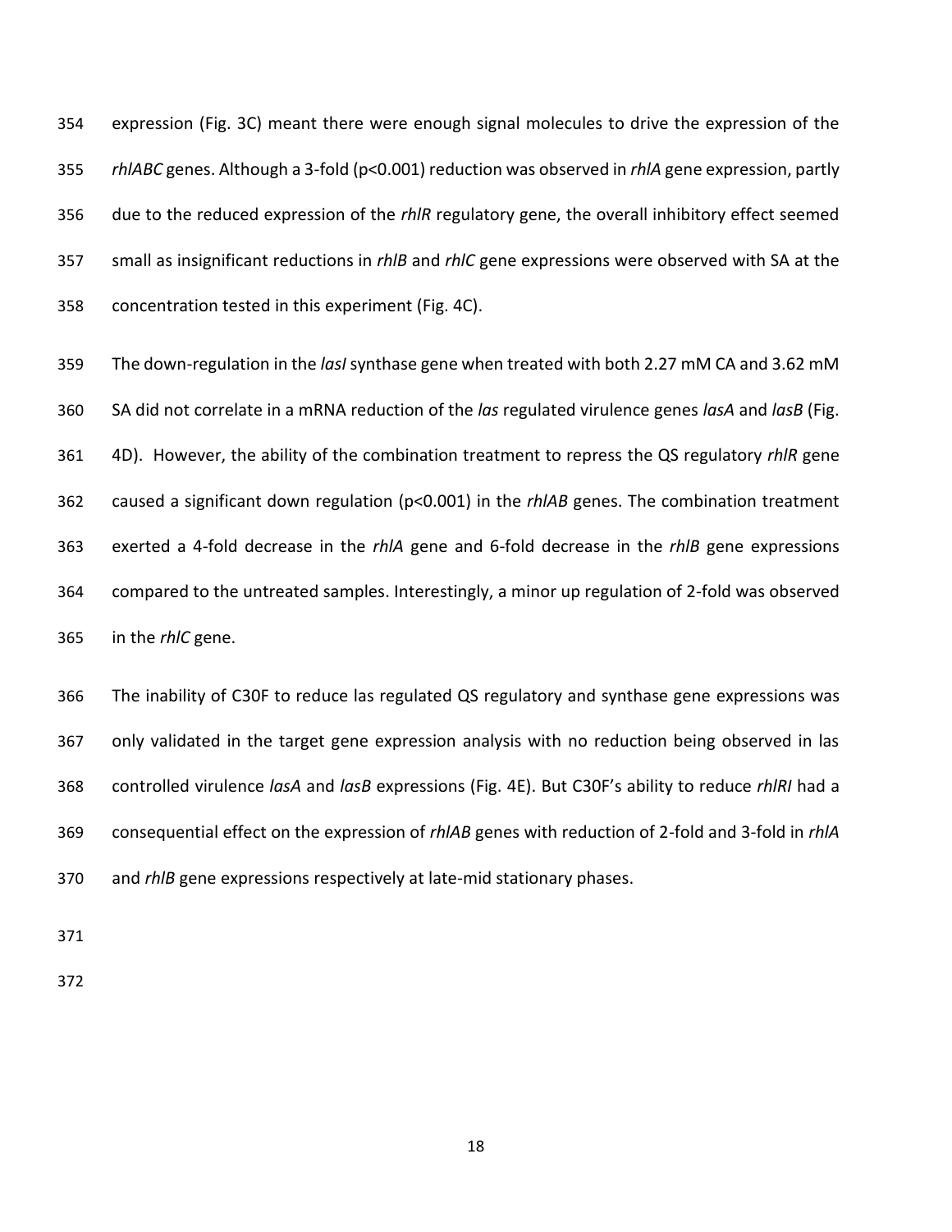expression (Fig. 3C) meant there were enough signal molecules to drive the expression of the *rhlABC* genes. Although a 3-fold (p<0.001) reduction was observed in *rhlA* gene expression, partly due to the reduced expression of the *rhlR* regulatory gene, the overall inhibitory effect seemed small as insignificant reductions in *rhlB* and *rhlC* gene expressions were observed with SA at the concentration tested in this experiment (Fig. 4C).

The down-regulation in the *lasI* synthase gene when treated with both 2.27 mM CA and 3.62 mM SA did not correlate in a mRNA reduction of the *las* regulated virulence genes *lasA* and *lasB* (Fig. 4D). However, the ability of the combination treatment to repress the QS regulatory *rhlR* gene caused a significant down regulation (p<0.001) in the *rhlAB* genes. The combination treatment exerted a 4-fold decrease in the *rhlA* gene and 6-fold decrease in the *rhlB* gene expressions compared to the untreated samples. Interestingly, a minor up regulation of 2-fold was observed in the *rhlC* gene.

The inability of C30F to reduce las regulated QS regulatory and synthase gene expressions was only validated in the target gene expression analysis with no reduction being observed in las controlled virulence *lasA* and *lasB* expressions (Fig. 4E). But C30F's ability to reduce *rhlRI* had a consequential effect on the expression of *rhlAB* genes with reduction of 2-fold and 3-fold in *rhlA* and *rhlB* gene expressions respectively at late-mid stationary phases.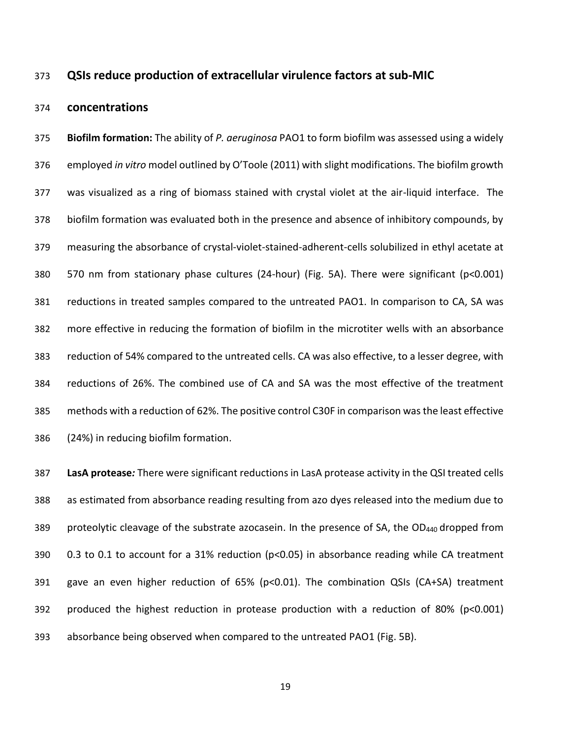## QSIs reduce production of extracellular virulence factors at sub-MIC concentrations

**Biofilm formation:** The ability of *P. aeruginosa* PAO1 to form biofilm was assessed using a widely employed *in vitro* model outlined by O'Toole (2011) with slight modifications. The biofilm growth was visualized as a ring of biomass stained with crystal violet at the air-liquid interface. The biofilm formation was evaluated both in the presence and absence of inhibitory compounds, by measuring the absorbance of crystal-violet-stained-adherent-cells solubilized in ethyl acetate at 570 nm from stationary phase cultures (24-hour) (Fig. 5A). There were significant ($p<0.001$) reductions in treated samples compared to the untreated PAO1. In comparison to CA, SA was more effective in reducing the formation of biofilm in the microtiter wells with an absorbance reduction of 54% compared to the untreated cells. CA was also effective, to a lesser degree, with reductions of 26%. The combined use of CA and SA was the most effective of the treatment methods with a reduction of 62%. The positive control C30F in comparison was the least effective (24%) in reducing biofilm formation.

**LasA protease***:* There were significant reductions in LasA protease activity in the QSI treated cells as estimated from absorbance reading resulting from azo dyes released into the medium due to proteolytic cleavage of the substrate azocasein. In the presence of SA, the $OD_{440}$ dropped from 0.3 to 0.1 to account for a 31% reduction ($p<0.05$) in absorbance reading while CA treatment gave an even higher reduction of 65% ($p<0.01$). The combination QSIs (CA+SA) treatment produced the highest reduction in protease production with a reduction of 80% ($p<0.001$) absorbance being observed when compared to the untreated PAO1 (Fig. 5B).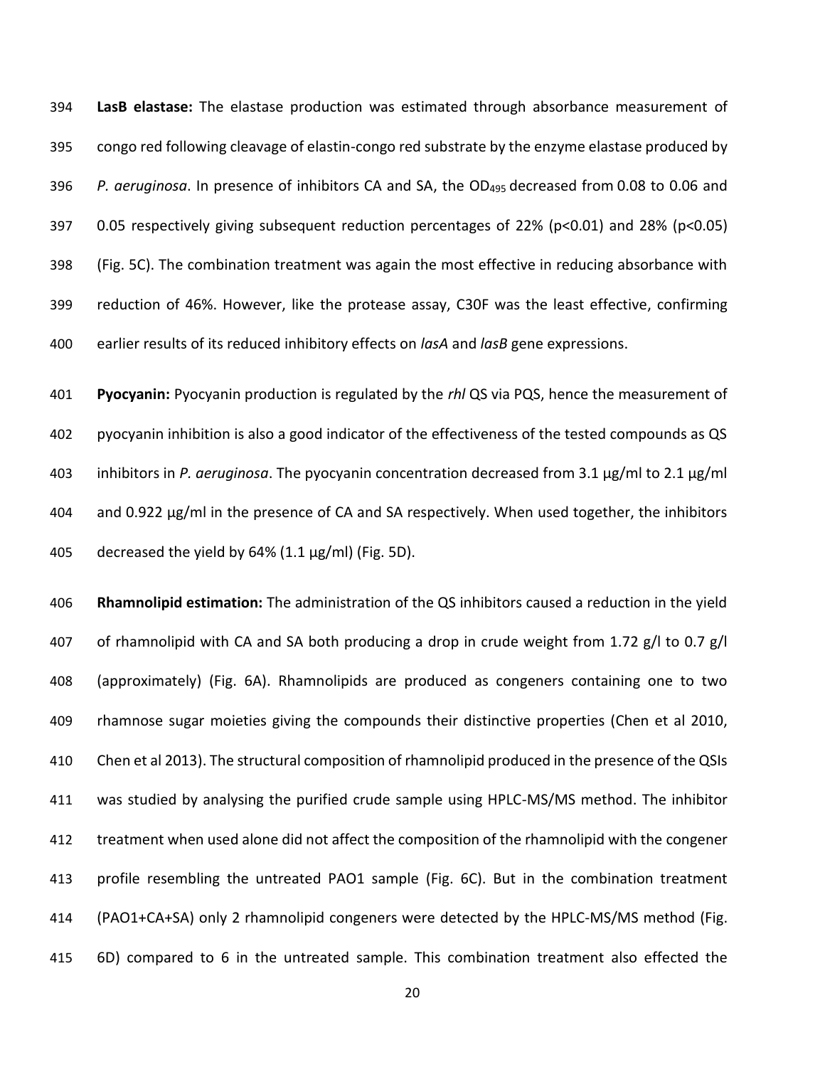**LasB elastase:** The elastase production was estimated through absorbance measurement of congo red following cleavage of elastin-congo red substrate by the enzyme elastase produced by *P. aeruginosa*. In presence of inhibitors CA and SA, the $OD_{495}$ decreased from 0.08 to 0.06 and 0.05 respectively giving subsequent reduction percentages of 22% ($p<0.01$) and 28% ($p<0.05$) (Fig. 5C). The combination treatment was again the most effective in reducing absorbance with reduction of 46%. However, like the protease assay, C30F was the least effective, confirming earlier results of its reduced inhibitory effects on *lasA* and *lasB* gene expressions.

**Pyocyanin:** Pyocyanin production is regulated by the *rhl* QS via PQS, hence the measurement of pyocyanin inhibition is also a good indicator of the effectiveness of the tested compounds as QS inhibitors in *P. aeruginosa*. The pyocyanin concentration decreased from 3.1 µg/ml to 2.1 µg/ml and 0.922 µg/ml in the presence of CA and SA respectively. When used together, the inhibitors decreased the yield by 64% (1.1 µg/ml) (Fig. 5D).

**Rhamnolipid estimation:** The administration of the QS inhibitors caused a reduction in the yield of rhamnolipid with CA and SA both producing a drop in crude weight from 1.72 g/l to 0.7 g/l (approximately) (Fig. 6A). Rhamnolipids are produced as congeners containing one to two rhamnose sugar moieties giving the compounds their distinctive properties (Chen et al 2010, Chen et al 2013). The structural composition of rhamnolipid produced in the presence of the QSIs was studied by analysing the purified crude sample using HPLC-MS/MS method. The inhibitor treatment when used alone did not affect the composition of the rhamnolipid with the congener profile resembling the untreated PAO1 sample (Fig. 6C). But in the combination treatment (PAO1+CA+SA) only 2 rhamnolipid congeners were detected by the HPLC-MS/MS method (Fig. 6D) compared to 6 in the untreated sample. This combination treatment also effected the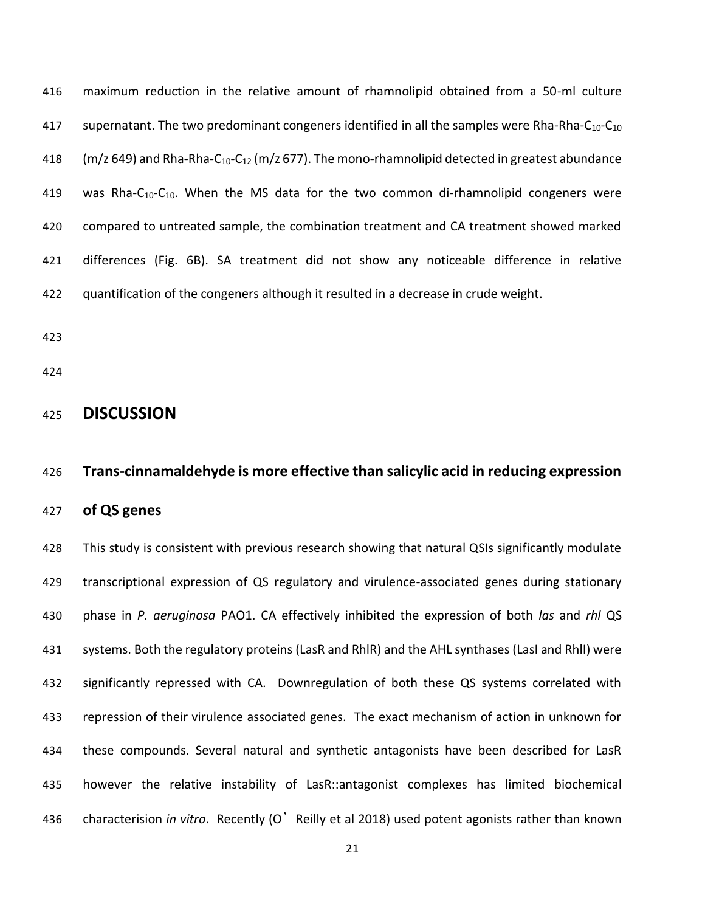maximum reduction in the relative amount of rhamnolipid obtained from a 50-ml culture supernatant. The two predominant congeners identified in all the samples were Rha-Rha-$C_{10}$-$C_{10}$ (m/z 649) and Rha-Rha-$C_{10}$-$C_{12}$ (m/z 677). The mono-rhamnolipid detected in greatest abundance was Rha-$C_{10}$-$C_{10}$. When the MS data for the two common di-rhamnolipid congeners were compared to untreated sample, the combination treatment and CA treatment showed marked differences (Fig. 6B). SA treatment did not show any noticeable difference in relative quantification of the congeners although it resulted in a decrease in crude weight.

## DISCUSSION

### Trans-cinnamaldehyde is more effective than salicylic acid in reducing expression of QS genes

This study is consistent with previous research showing that natural QSIs significantly modulate transcriptional expression of QS regulatory and virulence-associated genes during stationary phase in *P. aeruginosa* PAO1. CA effectively inhibited the expression of both *las* and *rhl* QS systems. Both the regulatory proteins (LasR and RhlR) and the AHL synthases (LasI and RhlI) were significantly repressed with CA. Downregulation of both these QS systems correlated with repression of their virulence associated genes. The exact mechanism of action in unknown for these compounds. Several natural and synthetic antagonists have been described for LasR however the relative instability of LasR::antagonist complexes has limited biochemical characterisation *in vitro*. Recently (O'Reilly et al 2018) used potent agonists rather than known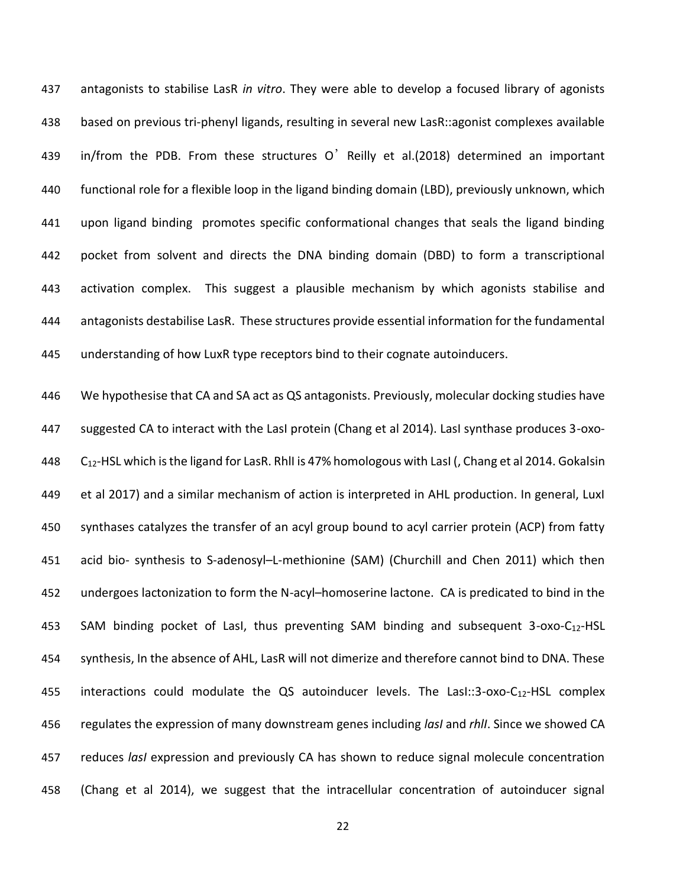antagonists to stabilise LasR *in vitro*. They were able to develop a focused library of agonists based on previous tri-phenyl ligands, resulting in several new LasR::agonist complexes available in/from the PDB. From these structures O'Reilly et al.(2018) determined an important functional role for a flexible loop in the ligand binding domain (LBD), previously unknown, which upon ligand binding promotes specific conformational changes that seals the ligand binding pocket from solvent and directs the DNA binding domain (DBD) to form a transcriptional activation complex. This suggest a plausible mechanism by which agonists stabilise and antagonists destabilise LasR. These structures provide essential information for the fundamental understanding of how LuxR type receptors bind to their cognate autoinducers.

We hypothesise that CA and SA act as QS antagonists. Previously, molecular docking studies have suggested CA to interact with the LasI protein (Chang et al 2014). LasI synthase produces 3-oxo-$C_{12}$-HSL which is the ligand for LasR. RhlI is 47% homologous with LasI (, Chang et al 2014. Gokalsin et al 2017) and a similar mechanism of action is interpreted in AHL production. In general, LuxI synthases catalyzes the transfer of an acyl group bound to acyl carrier protein (ACP) from fatty acid bio- synthesis to S-adenosyl–L-methionine (SAM) (Churchill and Chen 2011) which then undergoes lactonization to form the N-acyl–homoserine lactone. CA is predicated to bind in the SAM binding pocket of LasI, thus preventing SAM binding and subsequent 3-oxo-$C_{12}$-HSL synthesis, In the absence of AHL, LasR will not dimerize and therefore cannot bind to DNA. These interactions could modulate the QS autoinducer levels. The LasI::3-oxo-$C_{12}$-HSL complex regulates the expression of many downstream genes including *lasI* and *rhlI*. Since we showed CA reduces *lasI* expression and previously CA has shown to reduce signal molecule concentration (Chang et al 2014), we suggest that the intracellular concentration of autoinducer signal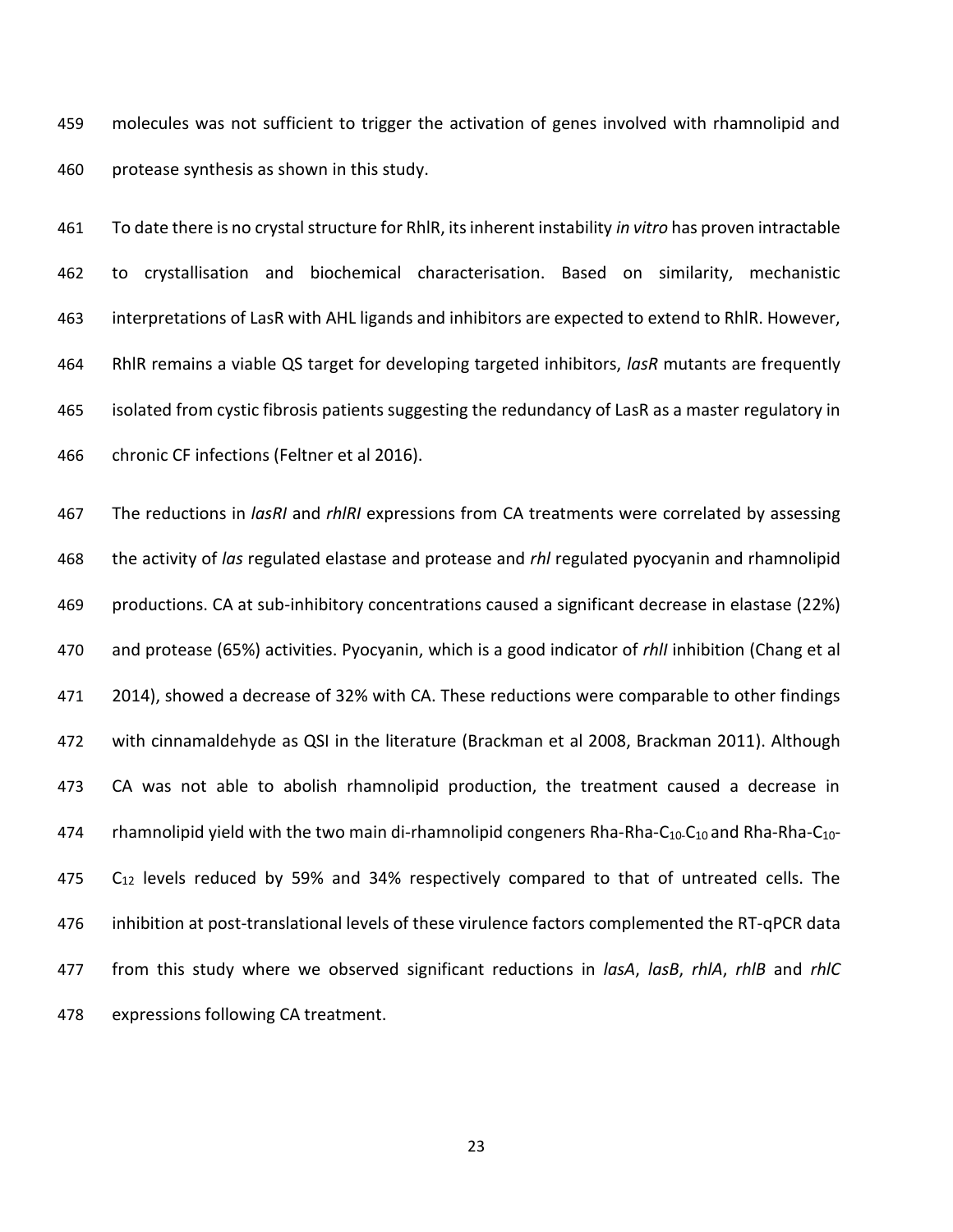molecules was not sufficient to trigger the activation of genes involved with rhamnolipid and protease synthesis as shown in this study.

To date there is no crystal structure for RhlR, its inherent instability *in vitro* has proven intractable to crystallisation and biochemical characterisation. Based on similarity, mechanistic interpretations of LasR with AHL ligands and inhibitors are expected to extend to RhlR. However, RhlR remains a viable QS target for developing targeted inhibitors, *lasR* mutants are frequently isolated from cystic fibrosis patients suggesting the redundancy of LasR as a master regulatory in chronic CF infections (Feltner et al 2016).

The reductions in *lasRI* and *rhlRI* expressions from CA treatments were correlated by assessing the activity of *las* regulated elastase and protease and *rhl* regulated pyocyanin and rhamnolipid productions. CA at sub-inhibitory concentrations caused a significant decrease in elastase (22%) and protease (65%) activities. Pyocyanin, which is a good indicator of *rhlI* inhibition (Chang et al 2014), showed a decrease of 32% with CA. These reductions were comparable to other findings with cinnamaldehyde as QSI in the literature (Brackman et al 2008, Brackman 2011). Although CA was not able to abolish rhamnolipid production, the treatment caused a decrease in rhamnolipid yield with the two main di-rhamnolipid congeners Rha-Rha-$C_{10}$-$C_{10}$ and Rha-Rha-$C_{10}$-$C_{12}$ levels reduced by 59% and 34% respectively compared to that of untreated cells. The inhibition at post-translational levels of these virulence factors complemented the RT-qPCR data from this study where we observed significant reductions in *lasA*, *lasB*, *rhlA*, *rhlB* and *rhlC* expressions following CA treatment.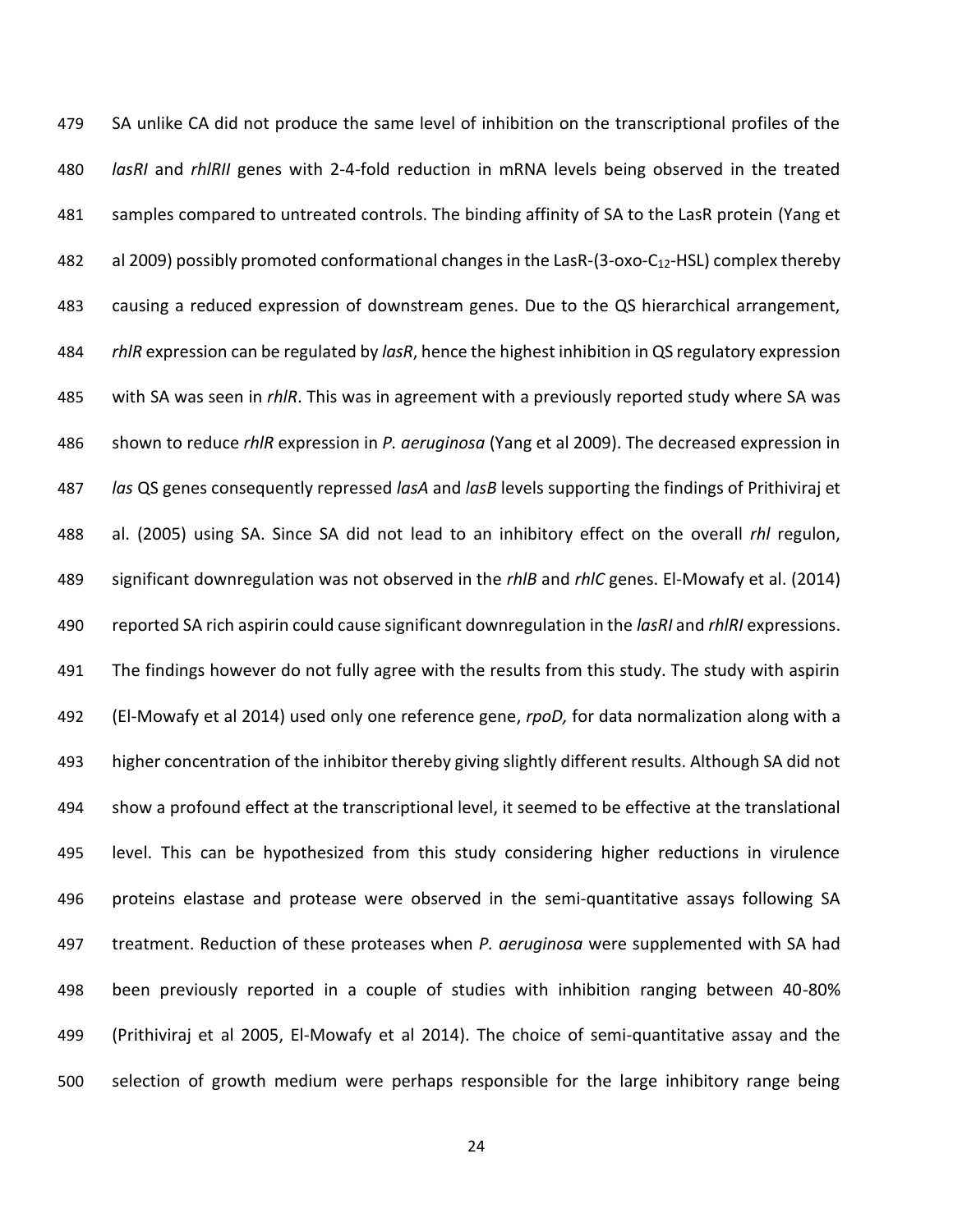SA unlike CA did not produce the same level of inhibition on the transcriptional profiles of the *lasRI* and *rhlRII* genes with 2-4-fold reduction in mRNA levels being observed in the treated samples compared to untreated controls. The binding affinity of SA to the LasR protein (Yang et al 2009) possibly promoted conformational changes in the LasR-(3-oxo-$C_{12}$-HSL) complex thereby causing a reduced expression of downstream genes. Due to the QS hierarchical arrangement, *rhlR* expression can be regulated by *lasR*, hence the highest inhibition in QS regulatory expression with SA was seen in *rhlR*. This was in agreement with a previously reported study where SA was shown to reduce *rhlR* expression in *P. aeruginosa* (Yang et al 2009). The decreased expression in *las* QS genes consequently repressed *lasA* and *lasB* levels supporting the findings of Prithiviraj et al. (2005) using SA. Since SA did not lead to an inhibitory effect on the overall *rhl* regulon, significant downregulation was not observed in the *rhlB* and *rhlC* genes. El-Mowafy et al. (2014) reported SA rich aspirin could cause significant downregulation in the *lasRI* and *rhlRI* expressions. The findings however do not fully agree with the results from this study. The study with aspirin (El-Mowafy et al 2014) used only one reference gene, *rpoD,* for data normalization along with a higher concentration of the inhibitor thereby giving slightly different results. Although SA did not show a profound effect at the transcriptional level, it seemed to be effective at the translational level. This can be hypothesized from this study considering higher reductions in virulence proteins elastase and protease were observed in the semi-quantitative assays following SA treatment. Reduction of these proteases when *P. aeruginosa* were supplemented with SA had been previously reported in a couple of studies with inhibition ranging between 40-80% (Prithiviraj et al 2005, El-Mowafy et al 2014). The choice of semi-quantitative assay and the selection of growth medium were perhaps responsible for the large inhibitory range being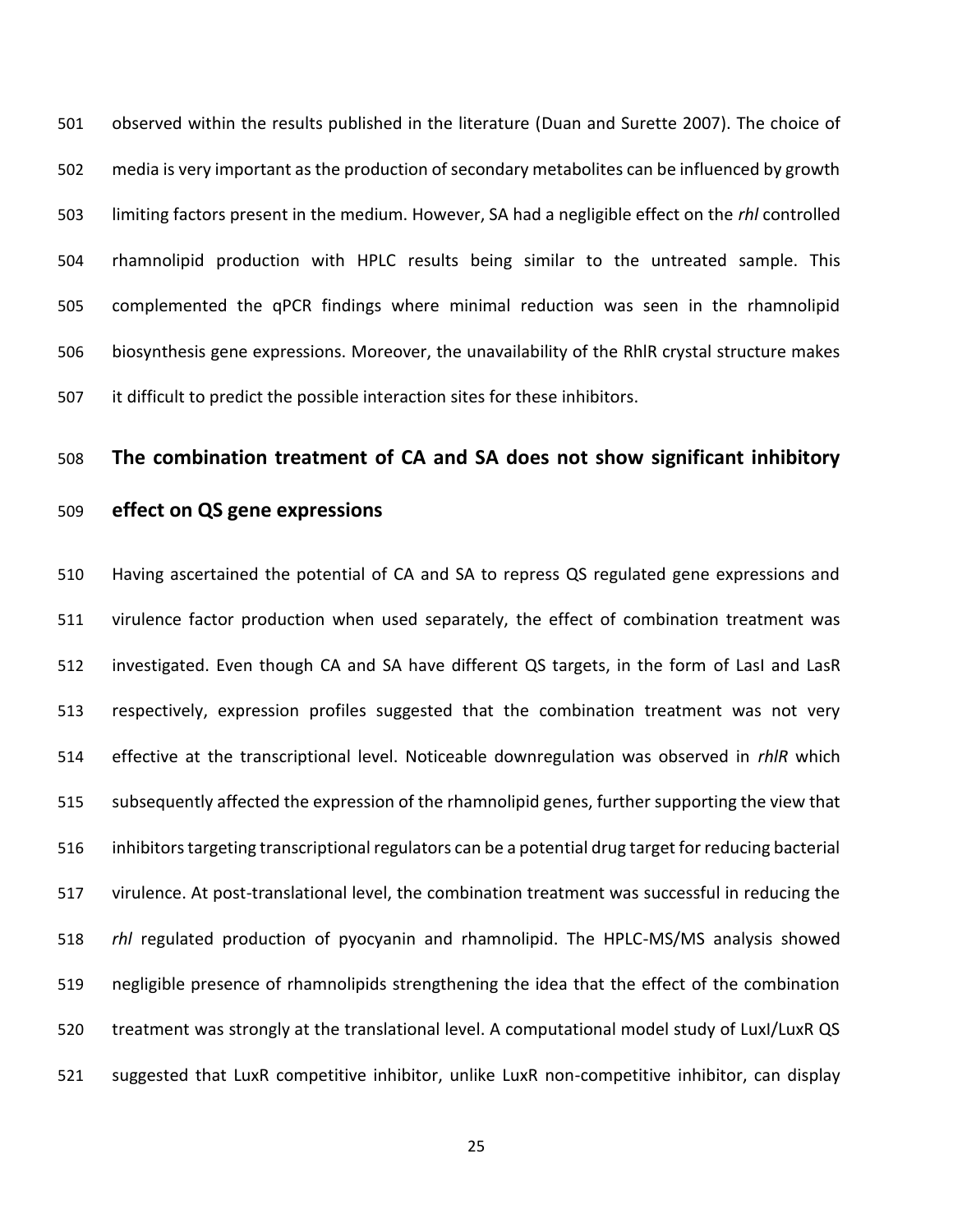observed within the results published in the literature (Duan and Surette 2007). The choice of media is very important as the production of secondary metabolites can be influenced by growth limiting factors present in the medium. However, SA had a negligible effect on the *rhl* controlled rhamnolipid production with HPLC results being similar to the untreated sample. This complemented the qPCR findings where minimal reduction was seen in the rhamnolipid biosynthesis gene expressions. Moreover, the unavailability of the RhlR crystal structure makes it difficult to predict the possible interaction sites for these inhibitors.

## The combination treatment of CA and SA does not show significant inhibitory effect on QS gene expressions

Having ascertained the potential of CA and SA to repress QS regulated gene expressions and virulence factor production when used separately, the effect of combination treatment was investigated. Even though CA and SA have different QS targets, in the form of LasI and LasR respectively, expression profiles suggested that the combination treatment was not very effective at the transcriptional level. Noticeable downregulation was observed in *rhlR* which subsequently affected the expression of the rhamnolipid genes, further supporting the view that inhibitors targeting transcriptional regulators can be a potential drug target for reducing bacterial virulence. At post-translational level, the combination treatment was successful in reducing the *rhl* regulated production of pyocyanin and rhamnolipid. The HPLC-MS/MS analysis showed negligible presence of rhamnolipids strengthening the idea that the effect of the combination treatment was strongly at the translational level. A computational model study of LuxI/LuxR QS suggested that LuxR competitive inhibitor, unlike LuxR non-competitive inhibitor, can display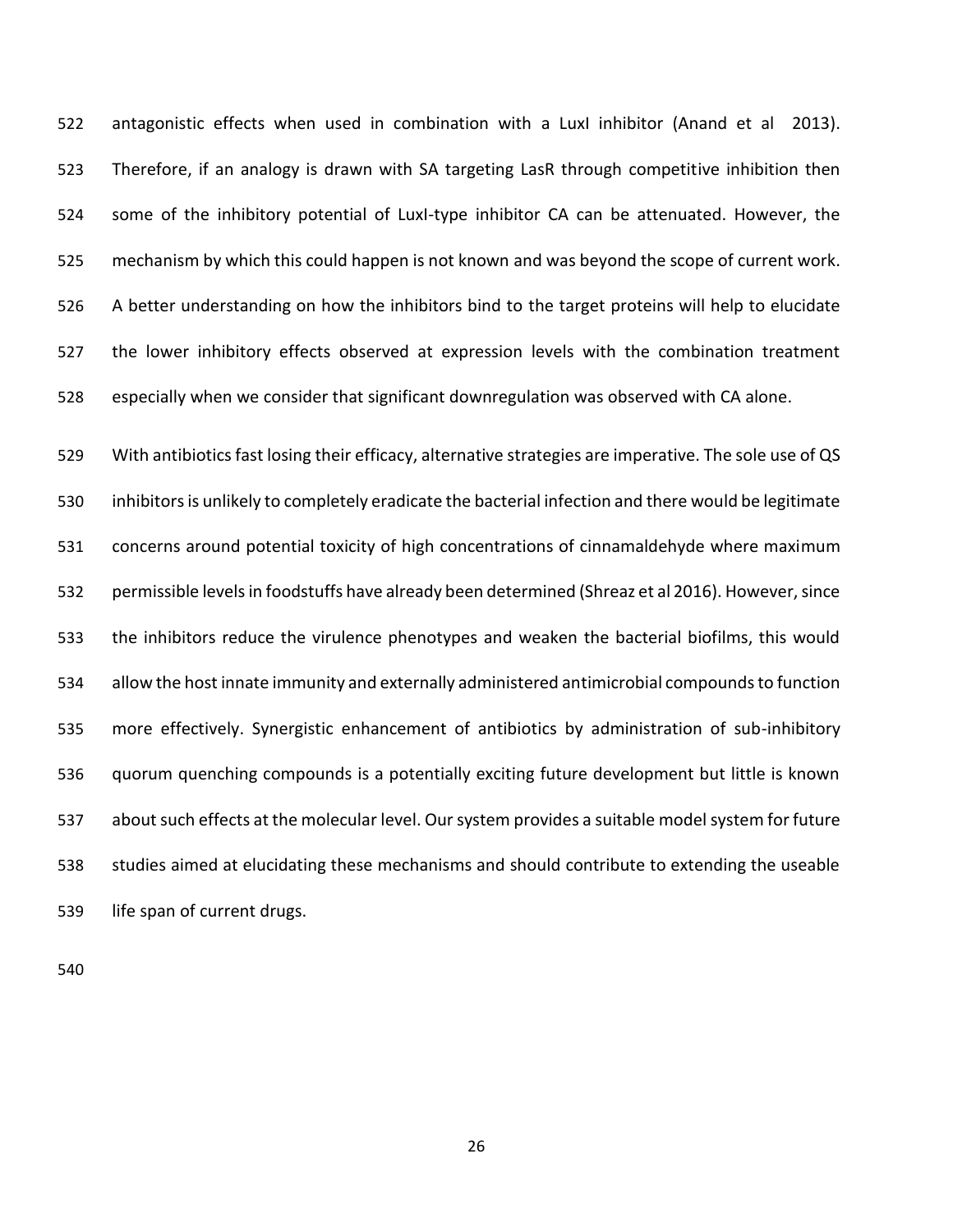antagonistic effects when used in combination with a LuxI inhibitor (Anand et al 2013). Therefore, if an analogy is drawn with SA targeting LasR through competitive inhibition then some of the inhibitory potential of LuxI-type inhibitor CA can be attenuated. However, the mechanism by which this could happen is not known and was beyond the scope of current work. A better understanding on how the inhibitors bind to the target proteins will help to elucidate the lower inhibitory effects observed at expression levels with the combination treatment especially when we consider that significant downregulation was observed with CA alone.

With antibiotics fast losing their efficacy, alternative strategies are imperative. The sole use of QS inhibitors is unlikely to completely eradicate the bacterial infection and there would be legitimate concerns around potential toxicity of high concentrations of cinnamaldehyde where maximum permissible levels in foodstuffs have already been determined (Shreaz et al 2016). However, since the inhibitors reduce the virulence phenotypes and weaken the bacterial biofilms, this would allow the host innate immunity and externally administered antimicrobial compounds to function more effectively. Synergistic enhancement of antibiotics by administration of sub-inhibitory quorum quenching compounds is a potentially exciting future development but little is known about such effects at the molecular level. Our system provides a suitable model system for future studies aimed at elucidating these mechanisms and should contribute to extending the useable life span of current drugs.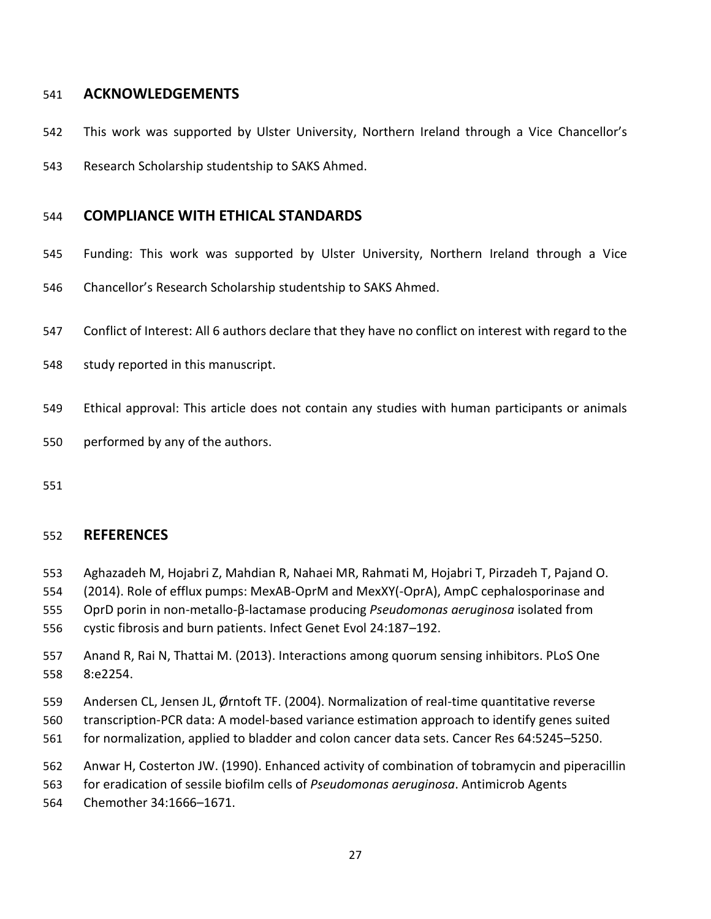## ACKNOWLEDGEMENTS

This work was supported by Ulster University, Northern Ireland through a Vice Chancellor's Research Scholarship studentship to SAKS Ahmed.

## COMPLIANCE WITH ETHICAL STANDARDS

Funding: This work was supported by Ulster University, Northern Ireland through a Vice Chancellor's Research Scholarship studentship to SAKS Ahmed.

Conflict of Interest: All 6 authors declare that they have no conflict on interest with regard to the study reported in this manuscript.

Ethical approval: This article does not contain any studies with human participants or animals performed by any of the authors.

## REFERENCES

Aghazadeh M, Hojabri Z, Mahdian R, Nahaei MR, Rahmati M, Hojabri T, Pirzadeh T, Pajand O. (2014). Role of efflux pumps: MexAB-OprM and MexXY(-OprA), AmpC cephalosporinase and OprD porin in non-metallo-β-lactamase producing *Pseudomonas aeruginosa* isolated from cystic fibrosis and burn patients. Infect Genet Evol 24:187–192.

Anand R, Rai N, Thattai M. (2013). Interactions among quorum sensing inhibitors. PLoS One 8:e2254.

Andersen CL, Jensen JL, Ørntoft TF. (2004). Normalization of real-time quantitative reverse transcription-PCR data: A model-based variance estimation approach to identify genes suited for normalization, applied to bladder and colon cancer data sets. Cancer Res 64:5245–5250.

Anwar H, Costerton JW. (1990). Enhanced activity of combination of tobramycin and piperacillin for eradication of sessile biofilm cells of *Pseudomonas aeruginosa*. Antimicrob Agents Chemother 34:1666–1671.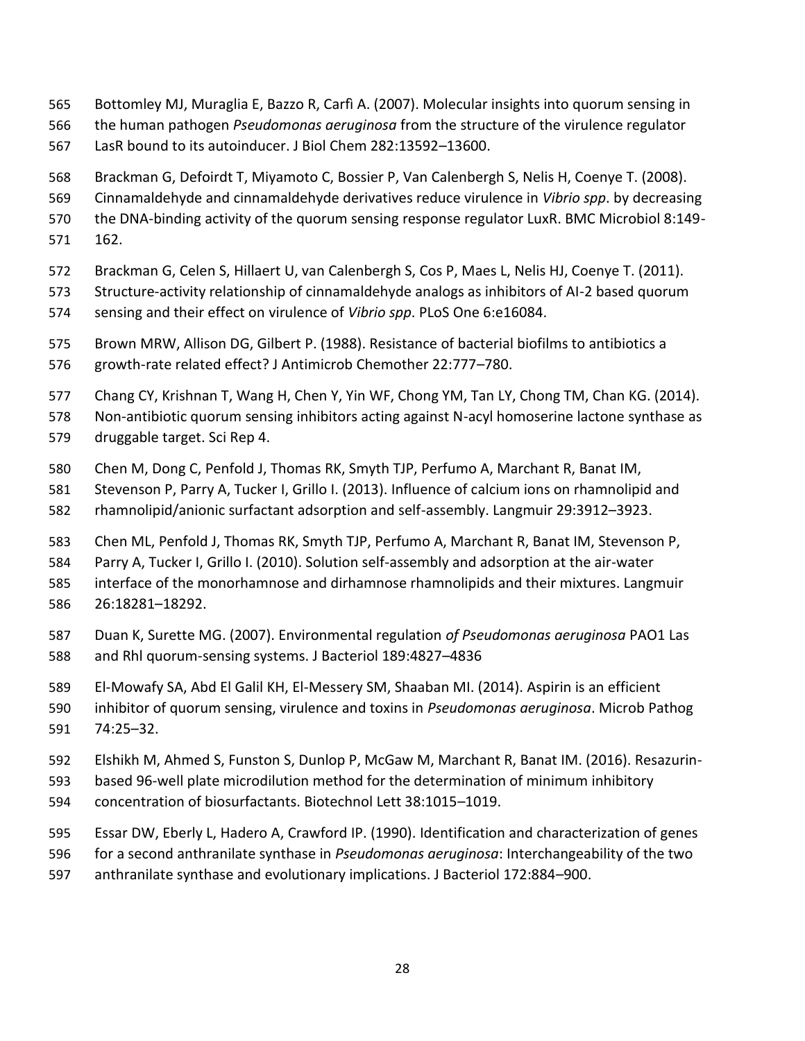565 Bottomley MJ, Muraglia E, Bazzo R, Carfì A. (2007). Molecular insights into quorum sensing in
566 the human pathogen *Pseudomonas aeruginosa* from the structure of the virulence regulator
567 LasR bound to its autoinducer. J Biol Chem 282:13592–13600.

568 Brackman G, Defoirdt T, Miyamoto C, Bossier P, Van Calenbergh S, Nelis H, Coenye T. (2008).
569 Cinnamaldehyde and cinnamaldehyde derivatives reduce virulence in *Vibrio spp*. by decreasing
570 the DNA-binding activity of the quorum sensing response regulator LuxR. BMC Microbiol 8:149-
571 162.

572 Brackman G, Celen S, Hillaert U, van Calenbergh S, Cos P, Maes L, Nelis HJ, Coenye T. (2011).
573 Structure-activity relationship of cinnamaldehyde analogs as inhibitors of AI-2 based quorum
574 sensing and their effect on virulence of *Vibrio spp*. PLoS One 6:e16084.

575 Brown MRW, Allison DG, Gilbert P. (1988). Resistance of bacterial biofilms to antibiotics a
576 growth-rate related effect? J Antimicrob Chemother 22:777–780.

577 Chang CY, Krishnan T, Wang H, Chen Y, Yin WF, Chong YM, Tan LY, Chong TM, Chan KG. (2014).
578 Non-antibiotic quorum sensing inhibitors acting against N-acyl homoserine lactone synthase as
579 druggable target. Sci Rep 4.

580 Chen M, Dong C, Penfold J, Thomas RK, Smyth TJP, Perfumo A, Marchant R, Banat IM,
581 Stevenson P, Parry A, Tucker I, Grillo I. (2013). Influence of calcium ions on rhamnolipid and
582 rhamnolipid/anionic surfactant adsorption and self-assembly. Langmuir 29:3912–3923.

583 Chen ML, Penfold J, Thomas RK, Smyth TJP, Perfumo A, Marchant R, Banat IM, Stevenson P,
584 Parry A, Tucker I, Grillo I. (2010). Solution self-assembly and adsorption at the air-water
585 interface of the monorhamnose and dirhamnose rhamnolipids and their mixtures. Langmuir
586 26:18281–18292.

587 Duan K, Surette MG. (2007). Environmental regulation *of Pseudomonas aeruginosa* PAO1 Las
588 and Rhl quorum-sensing systems. J Bacteriol 189:4827–4836

589 El-Mowafy SA, Abd El Galil KH, El-Messery SM, Shaaban MI. (2014). Aspirin is an efficient
590 inhibitor of quorum sensing, virulence and toxins in *Pseudomonas aeruginosa*. Microb Pathog
591 74:25–32.

592 Elshikh M, Ahmed S, Funston S, Dunlop P, McGaw M, Marchant R, Banat IM. (2016). Resazurin-
593 based 96-well plate microdilution method for the determination of minimum inhibitory
594 concentration of biosurfactants. Biotechnol Lett 38:1015–1019.

595 Essar DW, Eberly L, Hadero A, Crawford IP. (1990). Identification and characterization of genes
596 for a second anthranilate synthase in *Pseudomonas aeruginosa*: Interchangeability of the two
597 anthranilate synthase and evolutionary implications. J Bacteriol 172:884–900.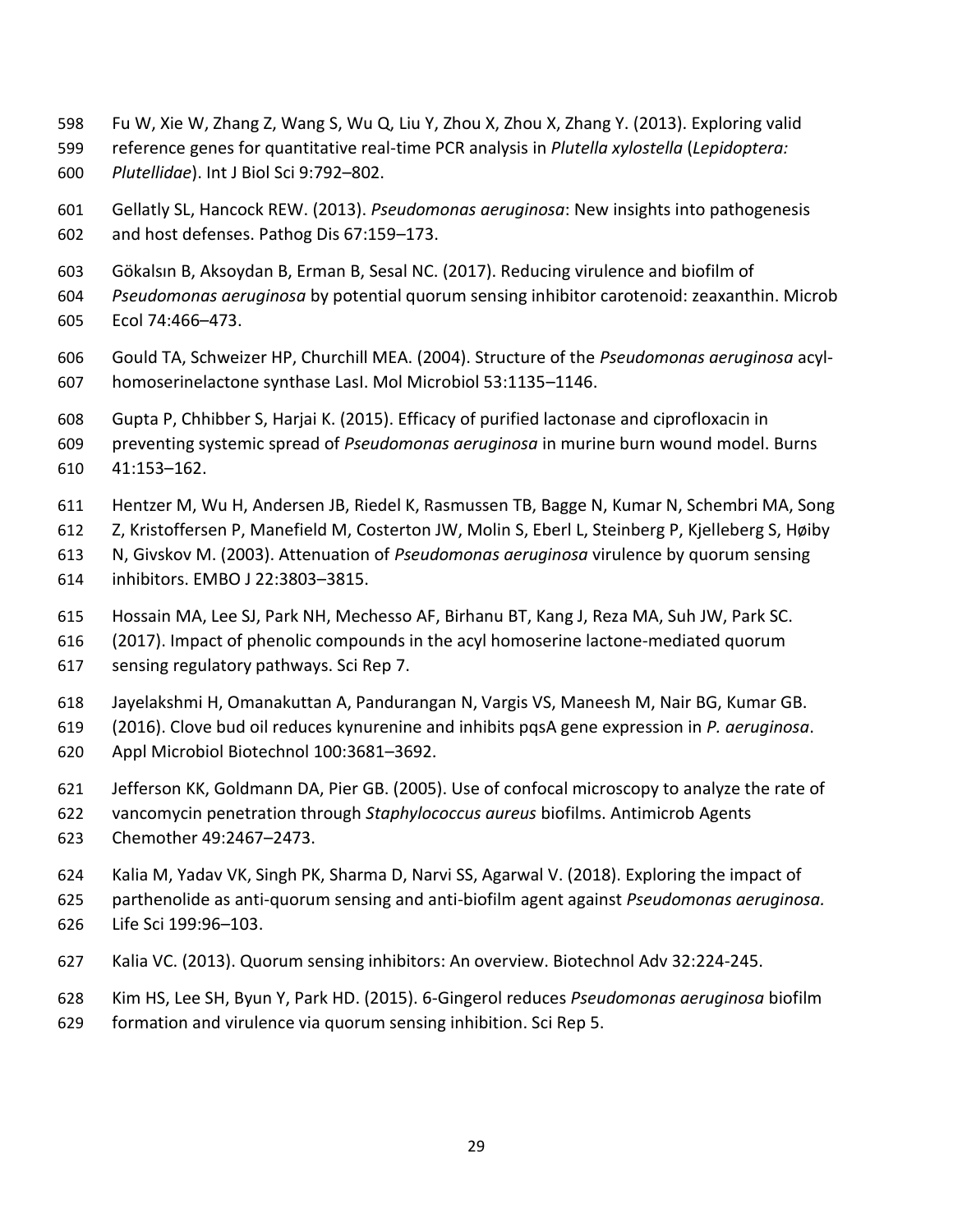Fu W, Xie W, Zhang Z, Wang S, Wu Q, Liu Y, Zhou X, Zhou X, Zhang Y. (2013). Exploring valid reference genes for quantitative real-time PCR analysis in *Plutella xylostella* (*Lepidoptera: Plutellidae*). Int J Biol Sci 9:792–802.

Gellatly SL, Hancock REW. (2013). *Pseudomonas aeruginosa*: New insights into pathogenesis and host defenses. Pathog Dis 67:159–173.

Gökalsın B, Aksoydan B, Erman B, Sesal NC. (2017). Reducing virulence and biofilm of *Pseudomonas aeruginosa* by potential quorum sensing inhibitor carotenoid: zeaxanthin. Microb Ecol 74:466–473.

Gould TA, Schweizer HP, Churchill MEA. (2004). Structure of the *Pseudomonas aeruginosa* acyl-homoserinelactone synthase LasI. Mol Microbiol 53:1135–1146.

Gupta P, Chhibber S, Harjai K. (2015). Efficacy of purified lactonase and ciprofloxacin in preventing systemic spread of *Pseudomonas aeruginosa* in murine burn wound model. Burns 41:153–162.

Hentzer M, Wu H, Andersen JB, Riedel K, Rasmussen TB, Bagge N, Kumar N, Schembri MA, Song Z, Kristoffersen P, Manefield M, Costerton JW, Molin S, Eberl L, Steinberg P, Kjelleberg S, Høiby N, Givskov M. (2003). Attenuation of *Pseudomonas aeruginosa* virulence by quorum sensing inhibitors. EMBO J 22:3803–3815.

Hossain MA, Lee SJ, Park NH, Mechesso AF, Birhanu BT, Kang J, Reza MA, Suh JW, Park SC. (2017). Impact of phenolic compounds in the acyl homoserine lactone-mediated quorum sensing regulatory pathways. Sci Rep 7.

Jayelakshmi H, Omanakuttan A, Pandurangan N, Vargis VS, Maneesh M, Nair BG, Kumar GB. (2016). Clove bud oil reduces kynurenine and inhibits pqsA gene expression in *P. aeruginosa*. Appl Microbiol Biotechnol 100:3681–3692.

Jefferson KK, Goldmann DA, Pier GB. (2005). Use of confocal microscopy to analyze the rate of vancomycin penetration through *Staphylococcus aureus* biofilms. Antimicrob Agents Chemother 49:2467–2473.

Kalia M, Yadav VK, Singh PK, Sharma D, Narvi SS, Agarwal V. (2018). Exploring the impact of parthenolide as anti-quorum sensing and anti-biofilm agent against *Pseudomonas aeruginosa*. Life Sci 199:96–103.

Kalia VC. (2013). Quorum sensing inhibitors: An overview. Biotechnol Adv 32:224-245.

Kim HS, Lee SH, Byun Y, Park HD. (2015). 6-Gingerol reduces *Pseudomonas aeruginosa* biofilm formation and virulence via quorum sensing inhibition. Sci Rep 5.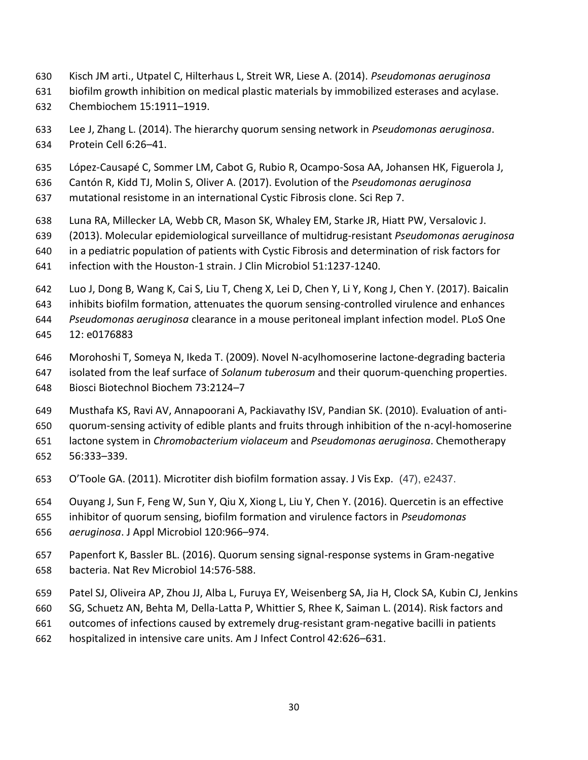Kisch JM arti., Utpatel C, Hilterhaus L, Streit WR, Liese A. (2014). *Pseudomonas aeruginosa* biofilm growth inhibition on medical plastic materials by immobilized esterases and acylase. Chembiochem 15:1911–1919.

Lee J, Zhang L. (2014). The hierarchy quorum sensing network in *Pseudomonas aeruginosa*. Protein Cell 6:26–41.

López-Causapé C, Sommer LM, Cabot G, Rubio R, Ocampo-Sosa AA, Johansen HK, Figuerola J, Cantón R, Kidd TJ, Molin S, Oliver A. (2017). Evolution of the *Pseudomonas aeruginosa* mutational resistome in an international Cystic Fibrosis clone. Sci Rep 7.

Luna RA, Millecker LA, Webb CR, Mason SK, Whaley EM, Starke JR, Hiatt PW, Versalovic J. (2013). Molecular epidemiological surveillance of multidrug-resistant *Pseudomonas aeruginosa* in a pediatric population of patients with Cystic Fibrosis and determination of risk factors for infection with the Houston-1 strain. J Clin Microbiol 51:1237-1240.

Luo J, Dong B, Wang K, Cai S, Liu T, Cheng X, Lei D, Chen Y, Li Y, Kong J, Chen Y. (2017). Baicalin inhibits biofilm formation, attenuates the quorum sensing-controlled virulence and enhances *Pseudomonas aeruginosa* clearance in a mouse peritoneal implant infection model. PLoS One 12: e0176883

Morohoshi T, Someya N, Ikeda T. (2009). Novel N-acylhomoserine lactone-degrading bacteria isolated from the leaf surface of *Solanum tuberosum* and their quorum-quenching properties. Biosci Biotechnol Biochem 73:2124–7

Musthafa KS, Ravi AV, Annapoorani A, Packiavathy ISV, Pandian SK. (2010). Evaluation of anti-quorum-sensing activity of edible plants and fruits through inhibition of the n-acyl-homoserine lactone system in *Chromobacterium violaceum* and *Pseudomonas aeruginosa*. Chemotherapy 56:333–339.

O'Toole GA. (2011). Microtiter dish biofilm formation assay. J Vis Exp. (47), e2437.

Ouyang J, Sun F, Feng W, Sun Y, Qiu X, Xiong L, Liu Y, Chen Y. (2016). Quercetin is an effective inhibitor of quorum sensing, biofilm formation and virulence factors in *Pseudomonas aeruginosa*. J Appl Microbiol 120:966–974.

Papenfort K, Bassler BL. (2016). Quorum sensing signal-response systems in Gram-negative bacteria. Nat Rev Microbiol 14:576-588.

Patel SJ, Oliveira AP, Zhou JJ, Alba L, Furuya EY, Weisenberg SA, Jia H, Clock SA, Kubin CJ, Jenkins SG, Schuetz AN, Behta M, Della-Latta P, Whittier S, Rhee K, Saiman L. (2014). Risk factors and outcomes of infections caused by extremely drug-resistant gram-negative bacilli in patients hospitalized in intensive care units. Am J Infect Control 42:626–631.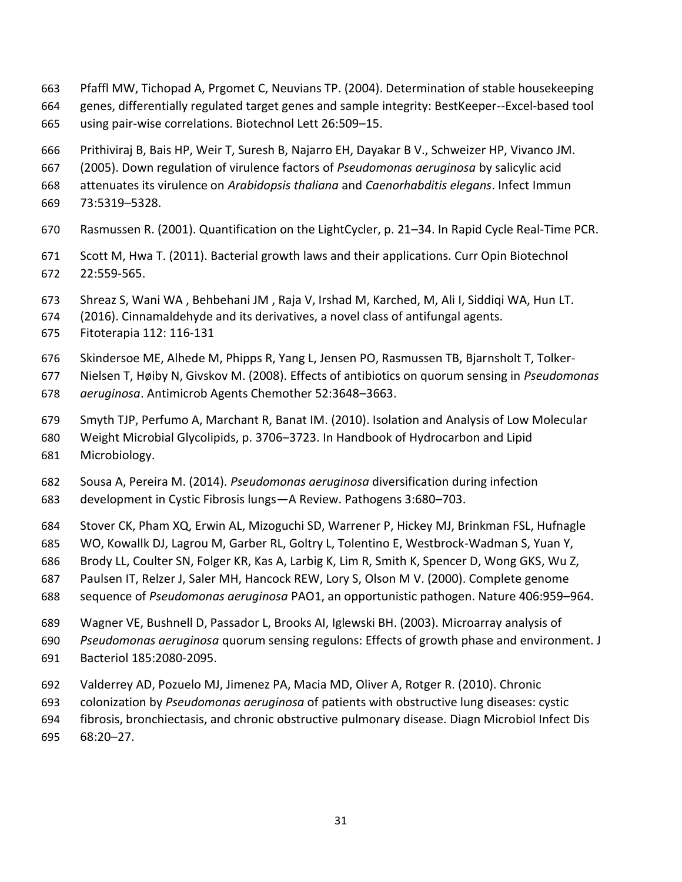663 Pfaffl MW, Tichopad A, Prgomet C, Neuvians TP. (2004). Determination of stable housekeeping
664 genes, differentially regulated target genes and sample integrity: BestKeeper--Excel-based tool
665 using pair-wise correlations. Biotechnol Lett 26:509–15.

666 Prithiviraj B, Bais HP, Weir T, Suresh B, Najarro EH, Dayakar B V., Schweizer HP, Vivanco JM.
667 (2005). Down regulation of virulence factors of *Pseudomonas aeruginosa* by salicylic acid
668 attenuates its virulence on *Arabidopsis thaliana* and *Caenorhabditis elegans*. Infect Immun
669 73:5319–5328.

670 Rasmussen R. (2001). Quantification on the LightCycler, p. 21–34. In Rapid Cycle Real-Time PCR.

671 Scott M, Hwa T. (2011). Bacterial growth laws and their applications. Curr Opin Biotechnol
672 22:559-565.

673 Shreaz S, Wani WA , Behbehani JM , Raja V, Irshad M, Karched, M, Ali I, Siddiqi WA, Hun LT.
674 (2016). Cinnamaldehyde and its derivatives, a novel class of antifungal agents.
675 Fitoterapia 112: 116-131

676 Skindersoe ME, Alhede M, Phipps R, Yang L, Jensen PO, Rasmussen TB, Bjarnsholt T, Tolker-
677 Nielsen T, Høiby N, Givskov M. (2008). Effects of antibiotics on quorum sensing in *Pseudomonas*
678 *aeruginosa*. Antimicrob Agents Chemother 52:3648–3663.

679 Smyth TJP, Perfumo A, Marchant R, Banat IM. (2010). Isolation and Analysis of Low Molecular
680 Weight Microbial Glycolipids, p. 3706–3723. In Handbook of Hydrocarbon and Lipid
681 Microbiology.

682 Sousa A, Pereira M. (2014). *Pseudomonas aeruginosa* diversification during infection
683 development in Cystic Fibrosis lungs—A Review. Pathogens 3:680–703.

684 Stover CK, Pham XQ, Erwin AL, Mizoguchi SD, Warrener P, Hickey MJ, Brinkman FSL, Hufnagle
685 WO, Kowallk DJ, Lagrou M, Garber RL, Goltry L, Tolentino E, Westbrock-Wadman S, Yuan Y,
686 Brody LL, Coulter SN, Folger KR, Kas A, Larbig K, Lim R, Smith K, Spencer D, Wong GKS, Wu Z,
687 Paulsen IT, Relzer J, Saler MH, Hancock REW, Lory S, Olson M V. (2000). Complete genome
688 sequence of *Pseudomonas aeruginosa* PAO1, an opportunistic pathogen. Nature 406:959–964.

689 Wagner VE, Bushnell D, Passador L, Brooks AI, Iglewski BH. (2003). Microarray analysis of
690 *Pseudomonas aeruginosa* quorum sensing regulons: Effects of growth phase and environment. J
691 Bacteriol 185:2080-2095.

692 Valderrey AD, Pozuelo MJ, Jimenez PA, Macia MD, Oliver A, Rotger R. (2010). Chronic
693 colonization by *Pseudomonas aeruginosa* of patients with obstructive lung diseases: cystic
694 fibrosis, bronchiectasis, and chronic obstructive pulmonary disease. Diagn Microbiol Infect Dis
695 68:20–27.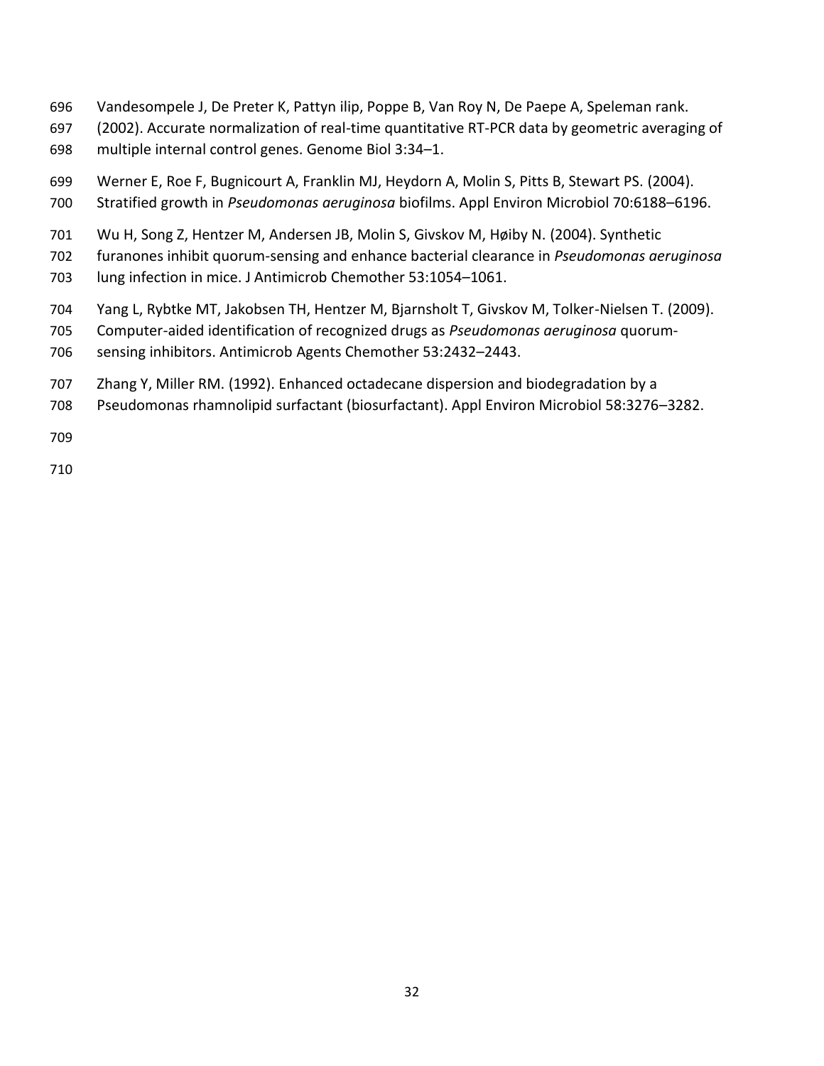Vandesompele J, De Preter K, Pattyn ilip, Poppe B, Van Roy N, De Paepe A, Speleman rank. (2002). Accurate normalization of real-time quantitative RT-PCR data by geometric averaging of multiple internal control genes. Genome Biol 3:34–1.

Werner E, Roe F, Bugnicourt A, Franklin MJ, Heydorn A, Molin S, Pitts B, Stewart PS. (2004). Stratified growth in *Pseudomonas aeruginosa* biofilms. Appl Environ Microbiol 70:6188–6196.

Wu H, Song Z, Hentzer M, Andersen JB, Molin S, Givskov M, Høiby N. (2004). Synthetic furanones inhibit quorum-sensing and enhance bacterial clearance in *Pseudomonas aeruginosa* lung infection in mice. J Antimicrob Chemother 53:1054–1061.

Yang L, Rybtke MT, Jakobsen TH, Hentzer M, Bjarnsholt T, Givskov M, Tolker-Nielsen T. (2009). Computer-aided identification of recognized drugs as *Pseudomonas aeruginosa* quorum-sensing inhibitors. Antimicrob Agents Chemother 53:2432–2443.

Zhang Y, Miller RM. (1992). Enhanced octadecane dispersion and biodegradation by a Pseudomonas rhamnolipid surfactant (biosurfactant). Appl Environ Microbiol 58:3276–3282.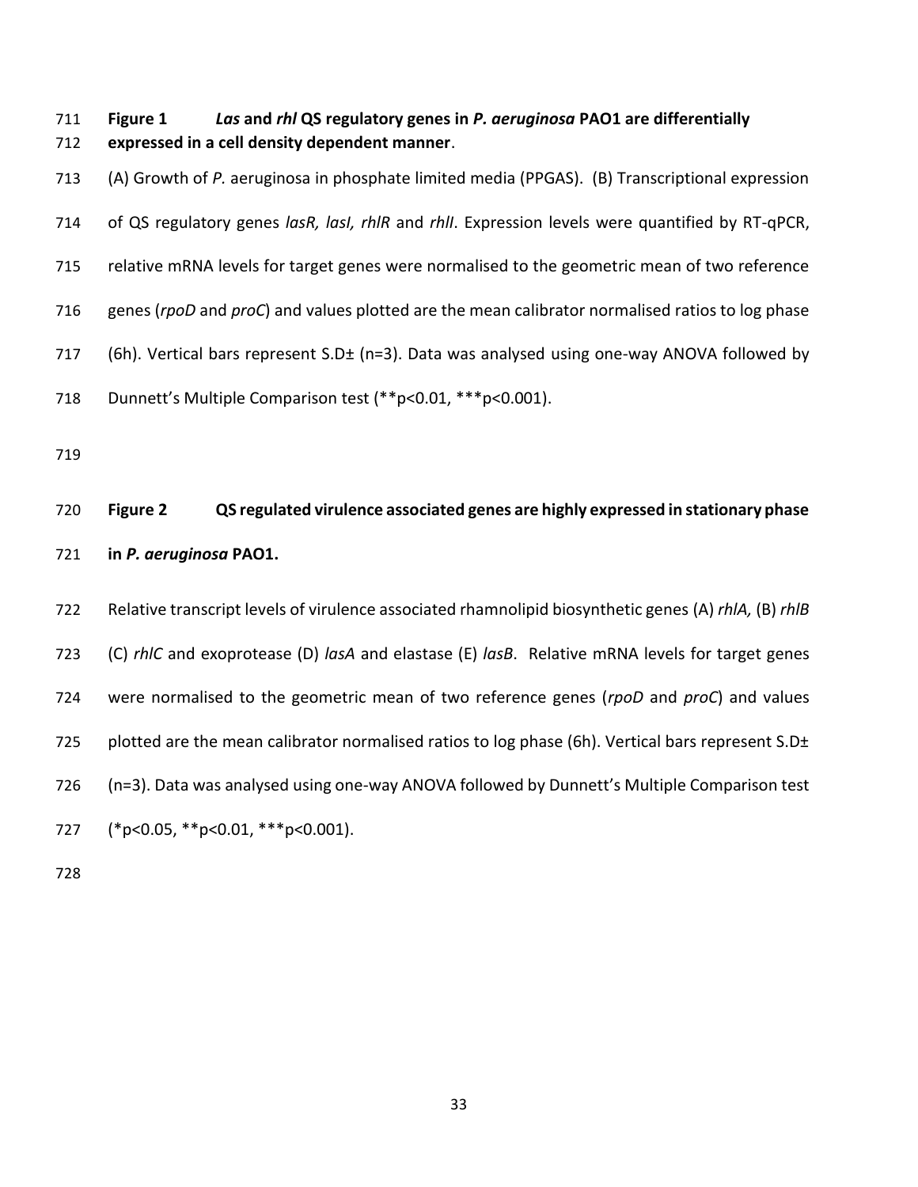**Figure 1** ***Las*** **and** ***rhl*** **QS regulatory genes in** ***P. aeruginosa*** **PAO1 are differentially expressed in a cell density dependent manner**.

(A) Growth of *P.* aeruginosa in phosphate limited media (PPGAS). (B) Transcriptional expression of QS regulatory genes *lasR, lasI, rhlR* and *rhlI*. Expression levels were quantified by RT-qPCR, relative mRNA levels for target genes were normalised to the geometric mean of two reference genes (*rpoD* and *proC*) and values plotted are the mean calibrator normalised ratios to log phase (6h). Vertical bars represent S.D± (n=3). Data was analysed using one-way ANOVA followed by Dunnett's Multiple Comparison test (**p<0.01, ***p<0.001).

**Figure 2** **QS regulated virulence associated genes are highly expressed in stationary phase in** ***P. aeruginosa*** **PAO1.**

Relative transcript levels of virulence associated rhamnolipid biosynthetic genes (A) *rhlA,* (B) *rhlB* (C) *rhlC* and exoprotease (D) *lasA* and elastase (E) *lasB*. Relative mRNA levels for target genes were normalised to the geometric mean of two reference genes (*rpoD* and *proC*) and values plotted are the mean calibrator normalised ratios to log phase (6h). Vertical bars represent S.D± (n=3). Data was analysed using one-way ANOVA followed by Dunnett's Multiple Comparison test (*p<0.05, **p<0.01, ***p<0.001).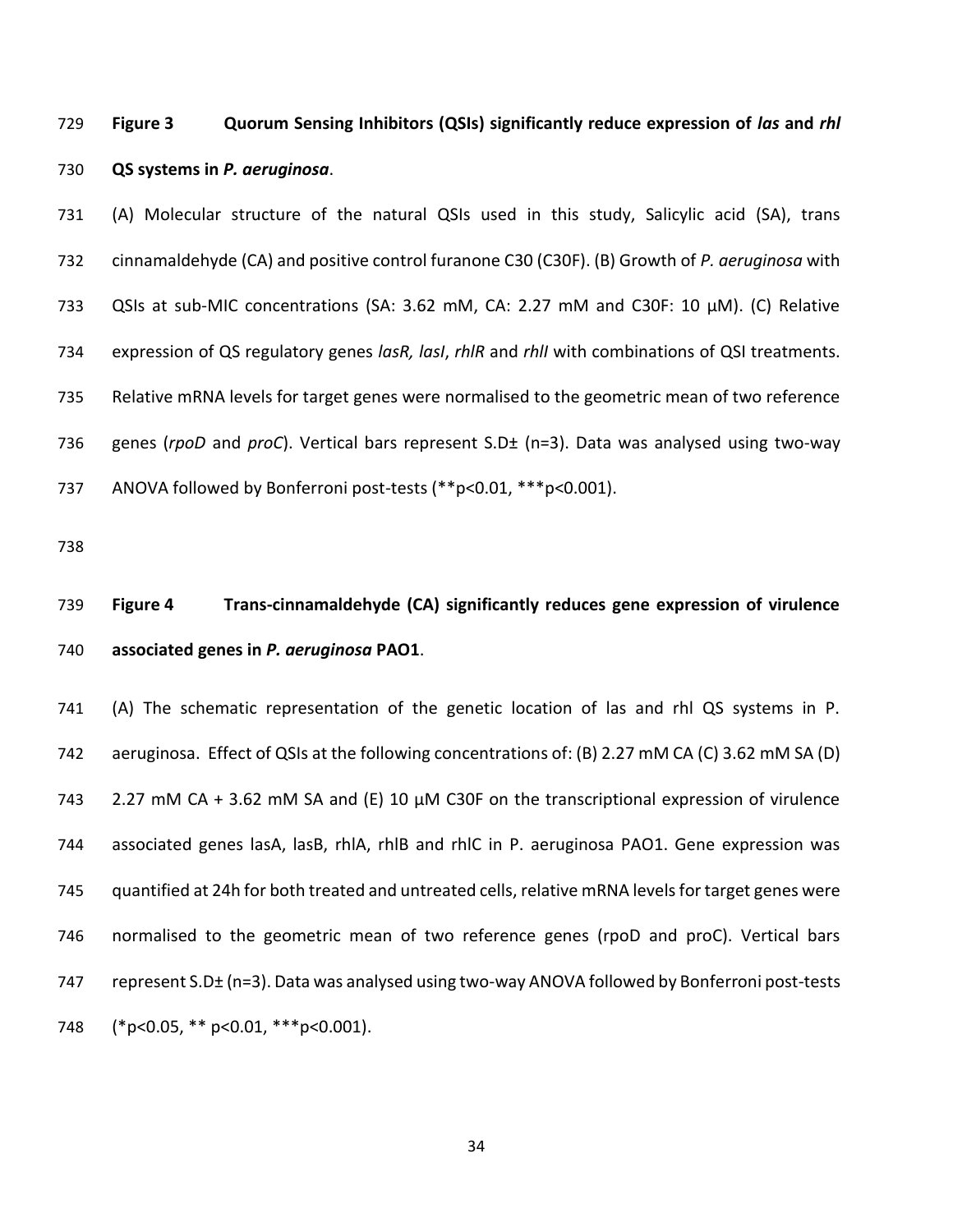**Figure 3 Quorum Sensing Inhibitors (QSIs) significantly reduce expression of *las* and *rhl* QS systems in *P. aeruginosa*.**

(A) Molecular structure of the natural QSIs used in this study, Salicylic acid (SA), trans cinnamaldehyde (CA) and positive control furanone C30 (C30F). (B) Growth of *P. aeruginosa* with QSIs at sub-MIC concentrations (SA: 3.62 mM, CA: 2.27 mM and C30F: 10 µM). (C) Relative expression of QS regulatory genes *lasR, lasI*, *rhlR* and *rhlI* with combinations of QSI treatments. Relative mRNA levels for target genes were normalised to the geometric mean of two reference genes (*rpoD* and *proC*). Vertical bars represent S.D± (n=3). Data was analysed using two-way ANOVA followed by Bonferroni post-tests (**p<0.01, ***p<0.001).

**Figure 4 Trans-cinnamaldehyde (CA) significantly reduces gene expression of virulence associated genes in *P. aeruginosa* PAO1.**

(A) The schematic representation of the genetic location of las and rhl QS systems in P. aeruginosa. Effect of QSIs at the following concentrations of: (B) 2.27 mM CA (C) 3.62 mM SA (D) 2.27 mM CA + 3.62 mM SA and (E) 10 µM C30F on the transcriptional expression of virulence associated genes lasA, lasB, rhlA, rhlB and rhlC in P. aeruginosa PAO1. Gene expression was quantified at 24h for both treated and untreated cells, relative mRNA levels for target genes were normalised to the geometric mean of two reference genes (rpoD and proC). Vertical bars represent S.D± (n=3). Data was analysed using two-way ANOVA followed by Bonferroni post-tests (*p<0.05, ** p<0.01, ***p<0.001).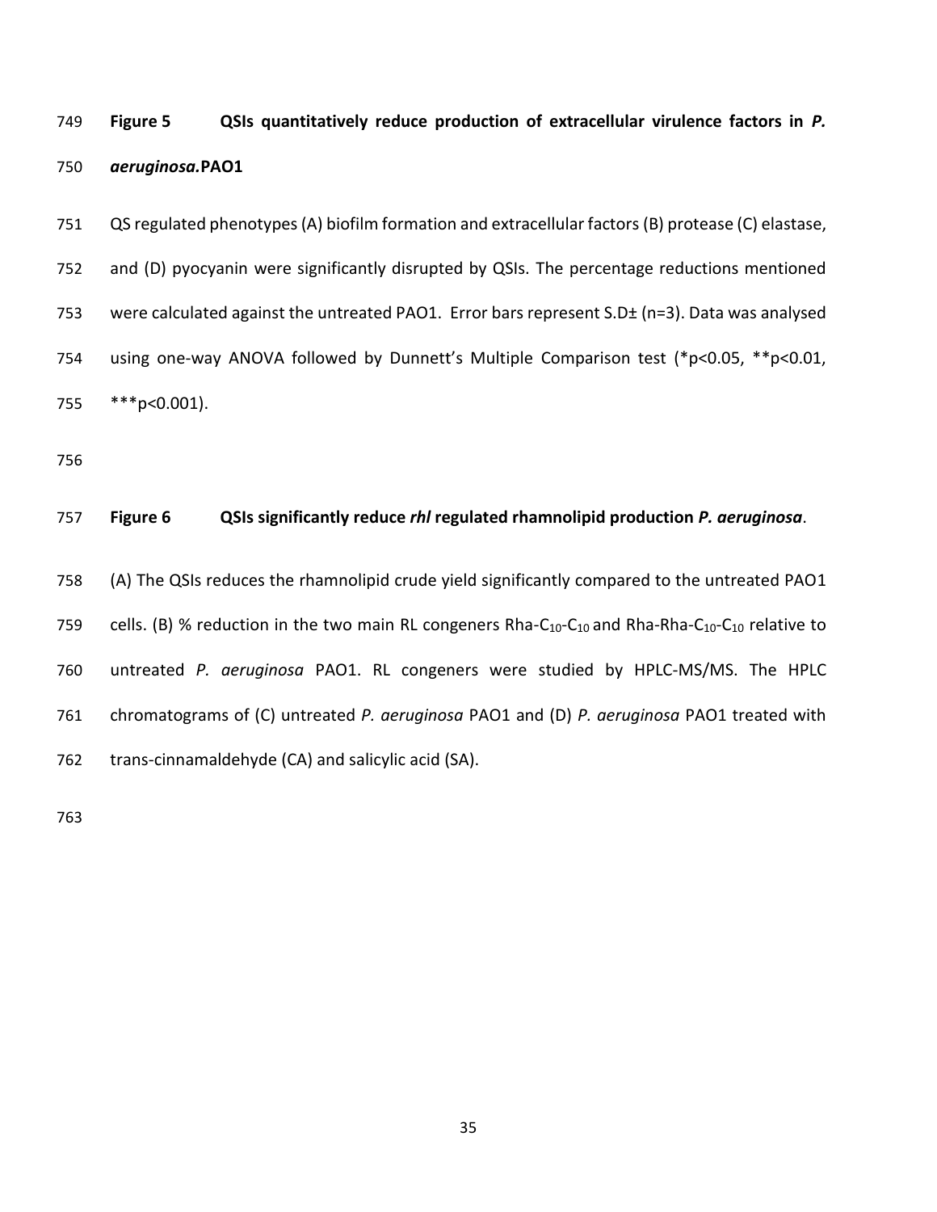**Figure 5 QSIs quantitatively reduce production of extracellular virulence factors in *P. aeruginosa.*PAO1**

QS regulated phenotypes (A) biofilm formation and extracellular factors (B) protease (C) elastase, and (D) pyocyanin were significantly disrupted by QSIs. The percentage reductions mentioned were calculated against the untreated PAO1. Error bars represent S.D± (n=3). Data was analysed using one-way ANOVA followed by Dunnett's Multiple Comparison test (*p<0.05, **p<0.01, ***p<0.001).

**Figure 6 QSIs significantly reduce *rhl* regulated rhamnolipid production *P. aeruginosa*.**

(A) The QSIs reduces the rhamnolipid crude yield significantly compared to the untreated PAO1 cells. (B) % reduction in the two main RL congeners Rha-$C_{10}$-$C_{10}$ and Rha-Rha-$C_{10}$-$C_{10}$ relative to untreated *P. aeruginosa* PAO1. RL congeners were studied by HPLC-MS/MS. The HPLC chromatograms of (C) untreated *P. aeruginosa* PAO1 and (D) *P. aeruginosa* PAO1 treated with trans-cinnamaldehyde (CA) and salicylic acid (SA).